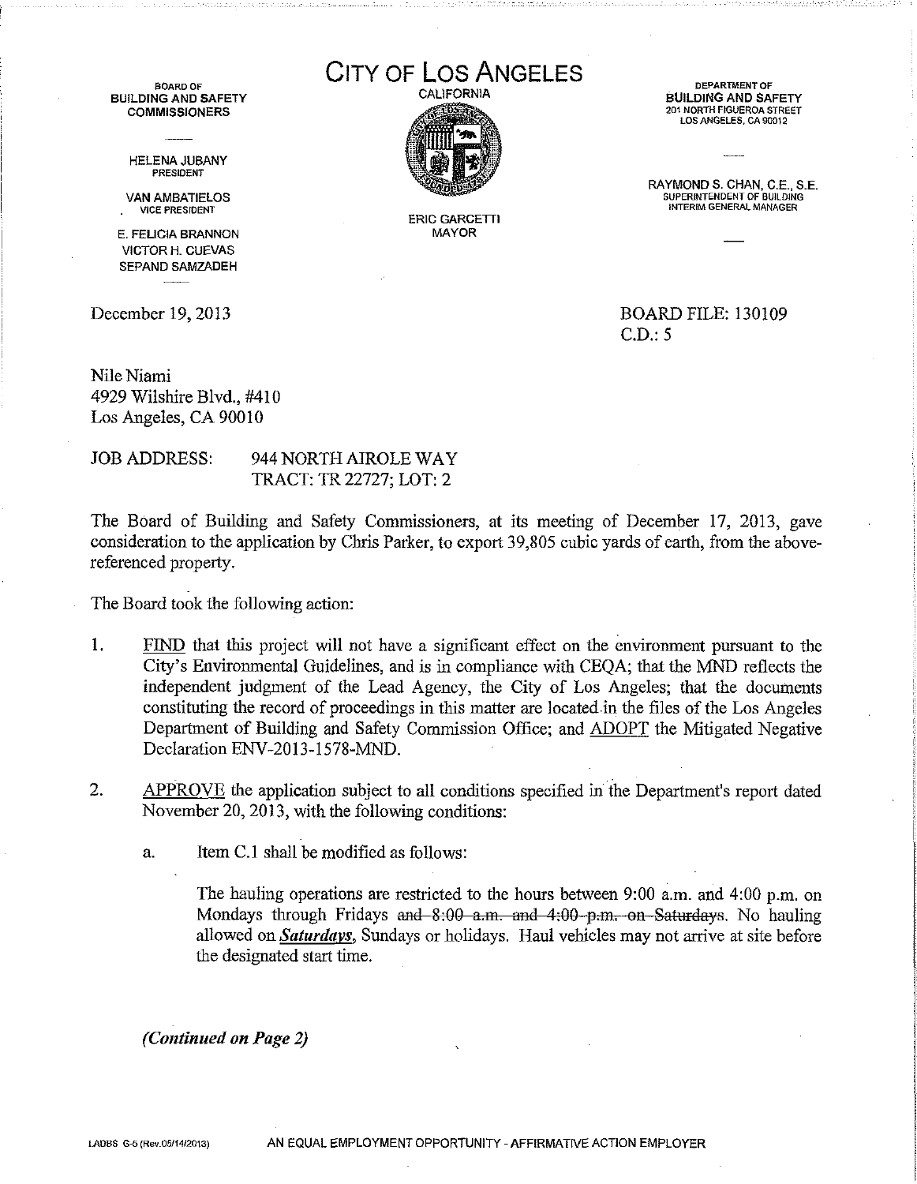BOARD OF
BUILDING AND SAFETY
COMMISSIONERS

HELENA JUBANY
PRESIDENT

VAN AMBATIELOS
VICE PRESIDENT

E. FELICIA BRANNON
VICTOR H. CUEVAS
SEPAND SAMZADEH

# CITY OF LOS ANGELES

CALIFORNIA

ERIC GARCETTI
MAYOR

DEPARTMENT OF
BUILDING AND SAFETY
201 NORTH FIGUEROA STREET
LOS ANGELES, CA 90012

RAYMOND S. CHAN, C.E., S.E.
SUPERINTENDENT OF BUILDING
INTERIM GENERAL MANAGER

December 19, 2013

BOARD FILE: 130109
C.D.: 5

Nile Niami
4929 Wilshire Blvd., #410
Los Angeles, CA 90010

JOB ADDRESS: 944 NORTH AIROLE WAY
TRACT: TR 22727; LOT: 2

The Board of Building and Safety Commissioners, at its meeting of December 17, 2013, gave consideration to the application by Chris Parker, to export 39,805 cubic yards of earth, from the above-referenced property.

The Board took the following action:

1. FIND that this project will not have a significant effect on the environment pursuant to the City's Environmental Guidelines, and is in compliance with CEQA; that the MND reflects the independent judgment of the Lead Agency, the City of Los Angeles; that the documents constituting the record of proceedings in this matter are located in the files of the Los Angeles Department of Building and Safety Commission Office; and ADOPT the Mitigated Negative Declaration ENV-2013-1578-MND.

2. APPROVE the application subject to all conditions specified in the Department's report dated November 20, 2013, with the following conditions:

   a. Item C.1 shall be modified as follows:

      The hauling operations are restricted to the hours between 9:00 a.m. and 4:00 p.m. on Mondays through Fridays ~~and 8:00 a.m. and 4:00 p.m. on Saturdays~~. No hauling allowed on ***Saturdays***, Sundays or holidays. Haul vehicles may not arrive at site before the designated start time.

*(Continued on Page 2)*

LADBS G-5 (Rev.05/14/2013) AN EQUAL EMPLOYMENT OPPORTUNITY - AFFIRMATIVE ACTION EMPLOYER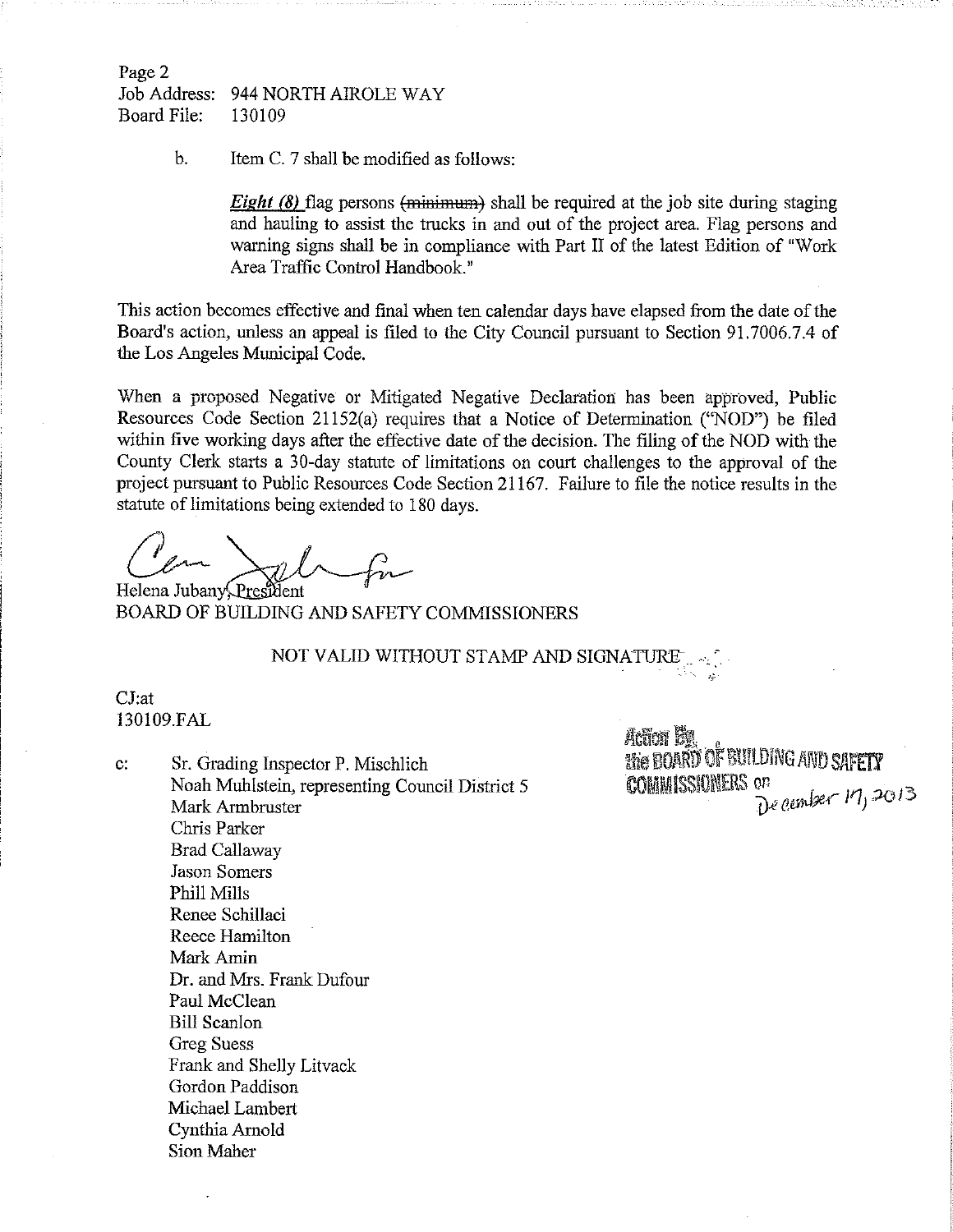Page 2
Job Address: 944 NORTH AIROLE WAY
Board File: 130109

b. Item C. 7 shall be modified as follows:

> ***Eight (8)*** flag persons ~~(minimum)~~ shall be required at the job site during staging and hauling to assist the trucks in and out of the project area. Flag persons and warning signs shall be in compliance with Part II of the latest Edition of "Work Area Traffic Control Handbook."

This action becomes effective and final when ten calendar days have elapsed from the date of the Board's action, unless an appeal is filed to the City Council pursuant to Section 91.7006.7.4 of the Los Angeles Municipal Code.

When a proposed Negative or Mitigated Negative Declaration has been approved, Public Resources Code Section 21152(a) requires that a Notice of Determination ("NOD") be filed within five working days after the effective date of the decision. The filing of the NOD with the County Clerk starts a 30-day statute of limitations on court challenges to the approval of the project pursuant to Public Resources Code Section 21167. Failure to file the notice results in the statute of limitations being extended to 180 days.

Helena Jubany, President
BOARD OF BUILDING AND SAFETY COMMISSIONERS

NOT VALID WITHOUT STAMP AND SIGNATURE

CJ:at
130109.FAL

Action By
the BOARD OF BUILDING AND SAFETY COMMISSIONERS on December 17, 2013

c: Sr. Grading Inspector P. Mischlich
Noah Muhlstein, representing Council District 5
Mark Armbruster
Chris Parker
Brad Callaway
Jason Somers
Phill Mills
Renee Schillaci
Reece Hamilton
Mark Amin
Dr. and Mrs. Frank Dufour
Paul McClean
Bill Scanlon
Greg Suess
Frank and Shelly Litvack
Gordon Paddison
Michael Lambert
Cynthia Arnold
Sion Maher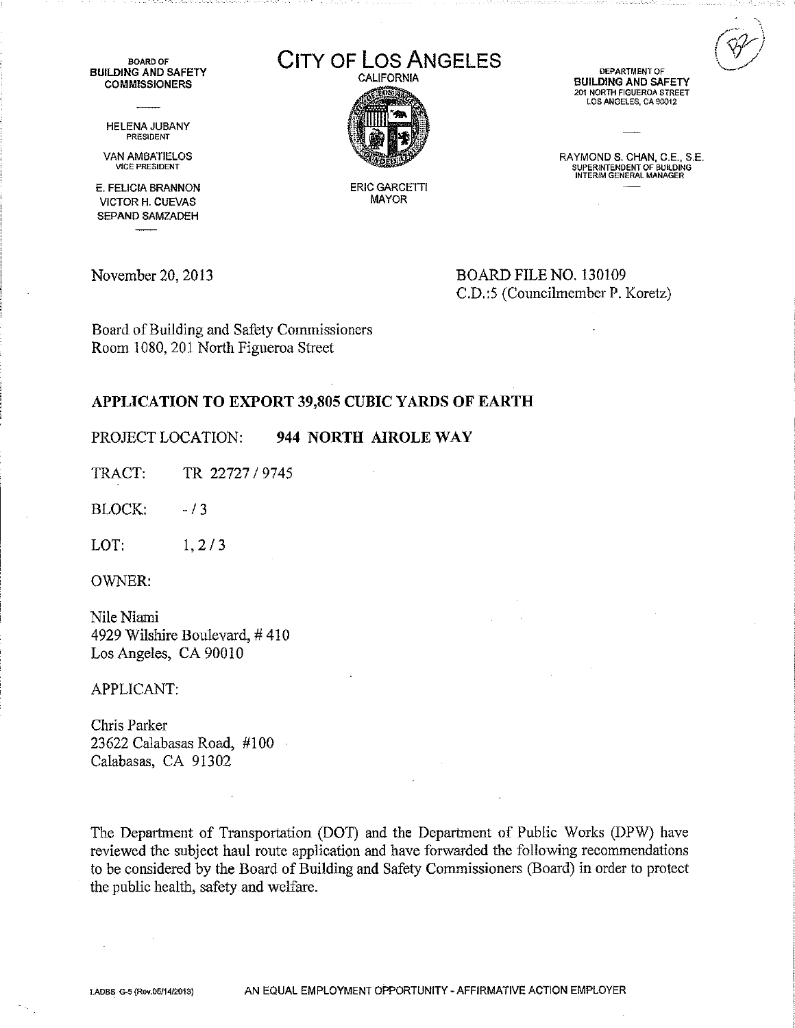BOARD OF
**BUILDING AND SAFETY COMMISSIONERS**

HELENA JUBANY
PRESIDENT

VAN AMBATIELOS
VICE PRESIDENT

E. FELICIA BRANNON
VICTOR H. CUEVAS
SEPAND SAMZADEH

# CITY OF LOS ANGELES

CALIFORNIA

ERIC GARCETTI
MAYOR

DEPARTMENT OF
**BUILDING AND SAFETY**
201 NORTH FIGUEROA STREET
LOS ANGELES, CA 90012

RAYMOND S. CHAN, C.E., S.E.
SUPERINTENDENT OF BUILDING
INTERIM GENERAL MANAGER

B2

November 20, 2013

BOARD FILE NO. 130109
C.D.:5 (Councilmember P. Koretz)

Board of Building and Safety Commissioners
Room 1080, 201 North Figueroa Street

**APPLICATION TO EXPORT 39,805 CUBIC YARDS OF EARTH**

PROJECT LOCATION: **944 NORTH AIROLE WAY**

TRACT: TR 22727 / 9745

BLOCK: - / 3

LOT: 1, 2 / 3

OWNER:

Nile Niami
4929 Wilshire Boulevard, # 410
Los Angeles, CA 90010

APPLICANT:

Chris Parker
23622 Calabasas Road, #100
Calabasas, CA 91302

The Department of Transportation (DOT) and the Department of Public Works (DPW) have reviewed the subject haul route application and have forwarded the following recommendations to be considered by the Board of Building and Safety Commissioners (Board) in order to protect the public health, safety and welfare.

LADBS G-5 (Rev.05/14/2013) AN EQUAL EMPLOYMENT OPPORTUNITY - AFFIRMATIVE ACTION EMPLOYER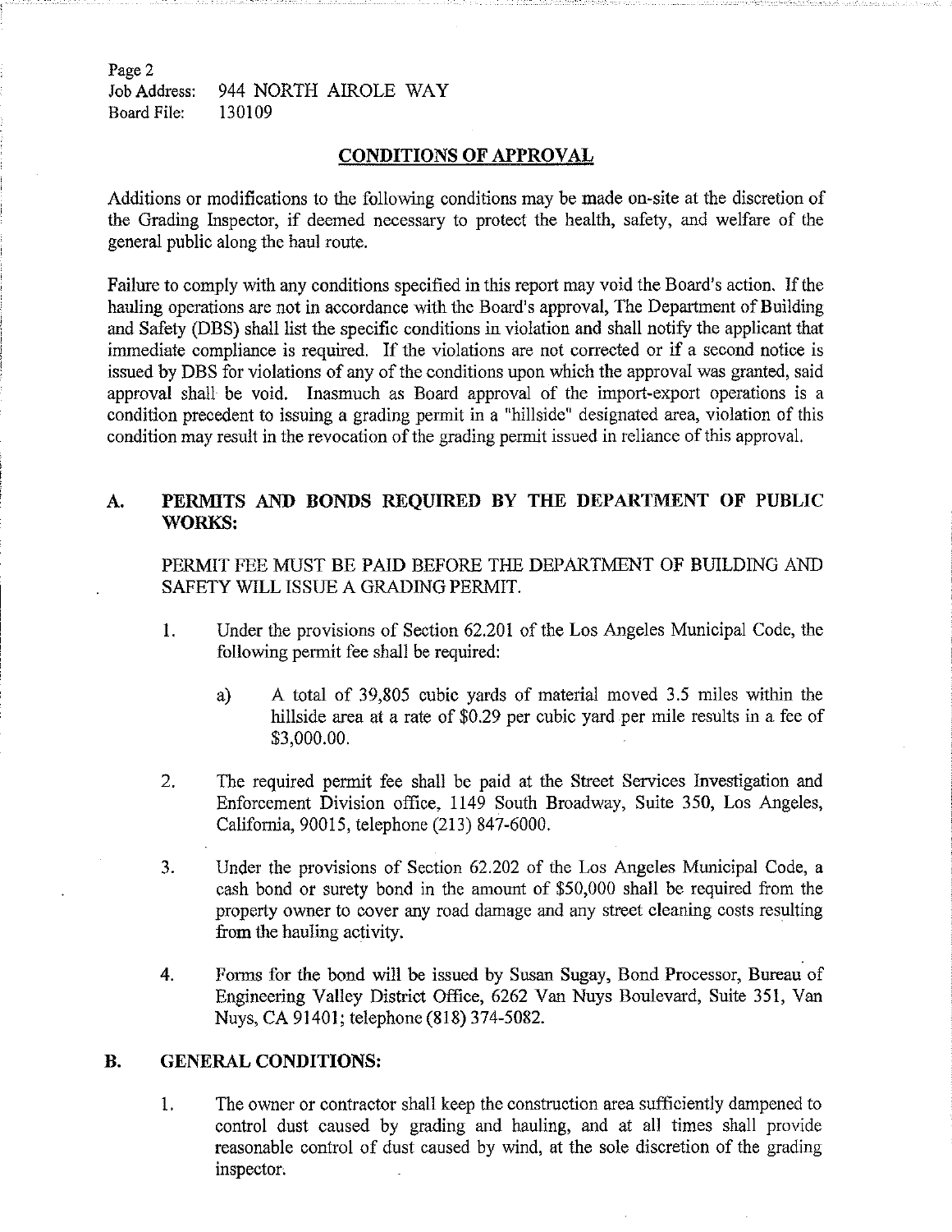Page 2
Job Address: 944 NORTH AIROLE WAY
Board File: 130109

## CONDITIONS OF APPROVAL

Additions or modifications to the following conditions may be made on-site at the discretion of the Grading Inspector, if deemed necessary to protect the health, safety, and welfare of the general public along the haul route.

Failure to comply with any conditions specified in this report may void the Board's action. If the hauling operations are not in accordance with the Board's approval, The Department of Building and Safety (DBS) shall list the specific conditions in violation and shall notify the applicant that immediate compliance is required. If the violations are not corrected or if a second notice is issued by DBS for violations of any of the conditions upon which the approval was granted, said approval shall be void. Inasmuch as Board approval of the import-export operations is a condition precedent to issuing a grading permit in a "hillside" designated area, violation of this condition may result in the revocation of the grading permit issued in reliance of this approval.

### A. PERMITS AND BONDS REQUIRED BY THE DEPARTMENT OF PUBLIC WORKS:

PERMIT FEE MUST BE PAID BEFORE THE DEPARTMENT OF BUILDING AND SAFETY WILL ISSUE A GRADING PERMIT.

1. Under the provisions of Section 62.201 of the Los Angeles Municipal Code, the following permit fee shall be required:

   a) A total of 39,805 cubic yards of material moved 3.5 miles within the hillside area at a rate of $0.29 per cubic yard per mile results in a fee of $3,000.00.

2. The required permit fee shall be paid at the Street Services Investigation and Enforcement Division office, 1149 South Broadway, Suite 350, Los Angeles, California, 90015, telephone (213) 847-6000.

3. Under the provisions of Section 62.202 of the Los Angeles Municipal Code, a cash bond or surety bond in the amount of $50,000 shall be required from the property owner to cover any road damage and any street cleaning costs resulting from the hauling activity.

4. Forms for the bond will be issued by Susan Sugay, Bond Processor, Bureau of Engineering Valley District Office, 6262 Van Nuys Boulevard, Suite 351, Van Nuys, CA 91401; telephone (818) 374-5082.

### B. GENERAL CONDITIONS:

1. The owner or contractor shall keep the construction area sufficiently dampened to control dust caused by grading and hauling, and at all times shall provide reasonable control of dust caused by wind, at the sole discretion of the grading inspector.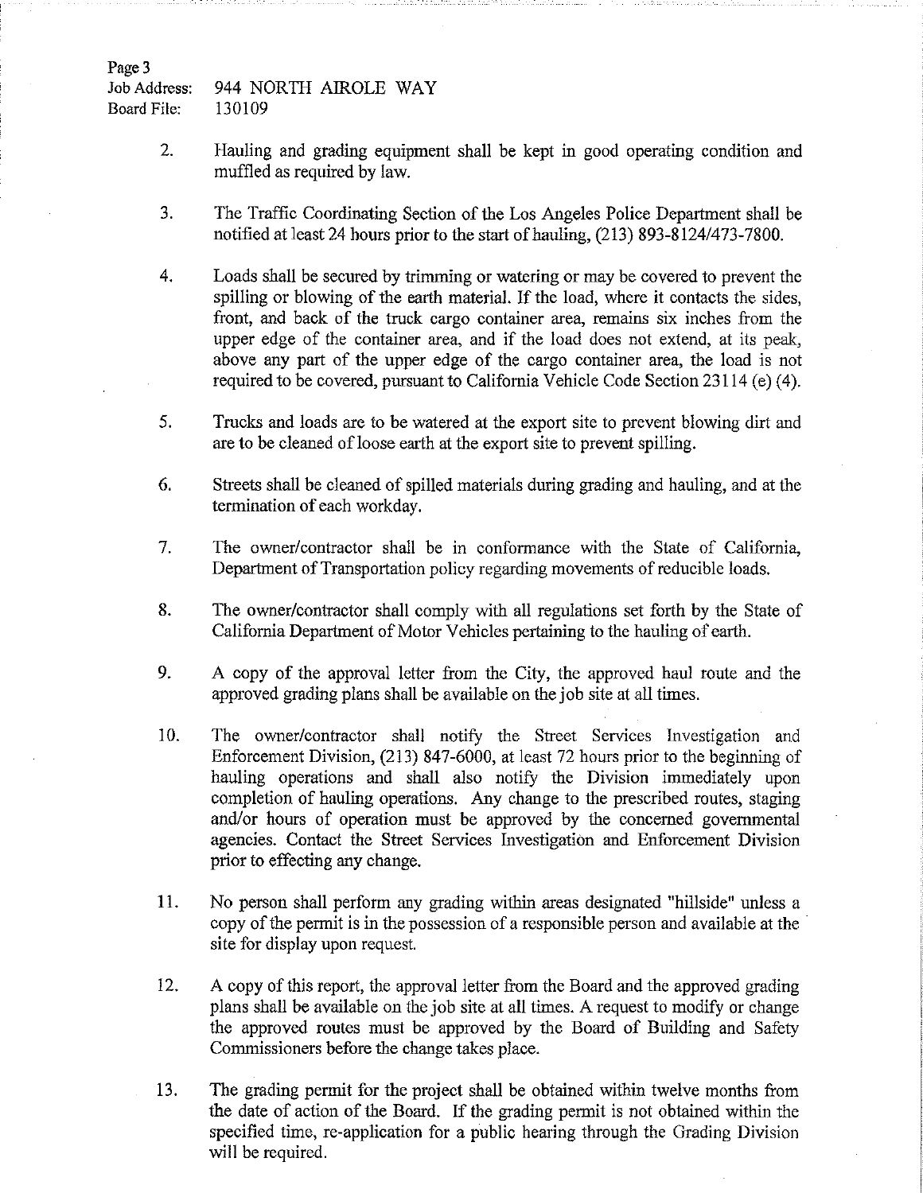Page 3
Job Address: 944 NORTH AIROLE WAY
Board File: 130109

2. Hauling and grading equipment shall be kept in good operating condition and muffled as required by law.

3. The Traffic Coordinating Section of the Los Angeles Police Department shall be notified at least 24 hours prior to the start of hauling, (213) 893-8124/473-7800.

4. Loads shall be secured by trimming or watering or may be covered to prevent the spilling or blowing of the earth material. If the load, where it contacts the sides, front, and back of the truck cargo container area, remains six inches from the upper edge of the container area, and if the load does not extend, at its peak, above any part of the upper edge of the cargo container area, the load is not required to be covered, pursuant to California Vehicle Code Section 23114 (e) (4).

5. Trucks and loads are to be watered at the export site to prevent blowing dirt and are to be cleaned of loose earth at the export site to prevent spilling.

6. Streets shall be cleaned of spilled materials during grading and hauling, and at the termination of each workday.

7. The owner/contractor shall be in conformance with the State of California, Department of Transportation policy regarding movements of reducible loads.

8. The owner/contractor shall comply with all regulations set forth by the State of California Department of Motor Vehicles pertaining to the hauling of earth.

9. A copy of the approval letter from the City, the approved haul route and the approved grading plans shall be available on the job site at all times.

10. The owner/contractor shall notify the Street Services Investigation and Enforcement Division, (213) 847-6000, at least 72 hours prior to the beginning of hauling operations and shall also notify the Division immediately upon completion of hauling operations. Any change to the prescribed routes, staging and/or hours of operation must be approved by the concerned governmental agencies. Contact the Street Services Investigation and Enforcement Division prior to effecting any change.

11. No person shall perform any grading within areas designated "hillside" unless a copy of the permit is in the possession of a responsible person and available at the site for display upon request.

12. A copy of this report, the approval letter from the Board and the approved grading plans shall be available on the job site at all times. A request to modify or change the approved routes must be approved by the Board of Building and Safety Commissioners before the change takes place.

13. The grading permit for the project shall be obtained within twelve months from the date of action of the Board. If the grading permit is not obtained within the specified time, re-application for a public hearing through the Grading Division will be required.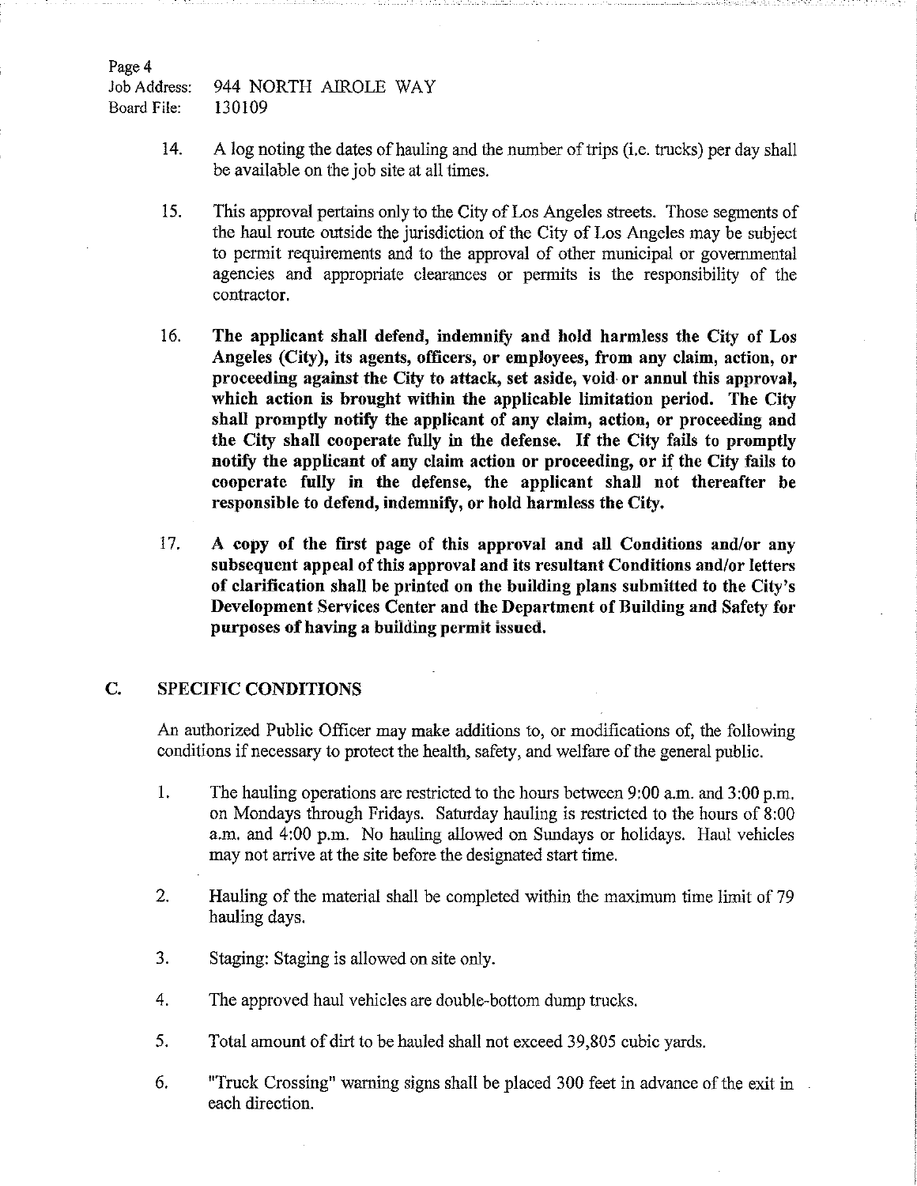Page 4
Job Address: 944 NORTH AIROLE WAY
Board File: 130109

14. A log noting the dates of hauling and the number of trips (i.e. trucks) per day shall be available on the job site at all times.

15. This approval pertains only to the City of Los Angeles streets. Those segments of the haul route outside the jurisdiction of the City of Los Angeles may be subject to permit requirements and to the approval of other municipal or governmental agencies and appropriate clearances or permits is the responsibility of the contractor.

16. **The applicant shall defend, indemnify and hold harmless the City of Los Angeles (City), its agents, officers, or employees, from any claim, action, or proceeding against the City to attack, set aside, void or annul this approval, which action is brought within the applicable limitation period. The City shall promptly notify the applicant of any claim, action, or proceeding and the City shall cooperate fully in the defense. If the City fails to promptly notify the applicant of any claim action or proceeding, or if the City fails to cooperate fully in the defense, the applicant shall not thereafter be responsible to defend, indemnify, or hold harmless the City.**

17. **A copy of the first page of this approval and all Conditions and/or any subsequent appeal of this approval and its resultant Conditions and/or letters of clarification shall be printed on the building plans submitted to the City's Development Services Center and the Department of Building and Safety for purposes of having a building permit issued.**

## C. SPECIFIC CONDITIONS

An authorized Public Officer may make additions to, or modifications of, the following conditions if necessary to protect the health, safety, and welfare of the general public.

1. The hauling operations are restricted to the hours between 9:00 a.m. and 3:00 p.m. on Mondays through Fridays. Saturday hauling is restricted to the hours of 8:00 a.m. and 4:00 p.m. No hauling allowed on Sundays or holidays. Haul vehicles may not arrive at the site before the designated start time.

2. Hauling of the material shall be completed within the maximum time limit of 79 hauling days.

3. Staging: Staging is allowed on site only.

4. The approved haul vehicles are double-bottom dump trucks.

5. Total amount of dirt to be hauled shall not exceed 39,805 cubic yards.

6. "Truck Crossing" warning signs shall be placed 300 feet in advance of the exit in each direction.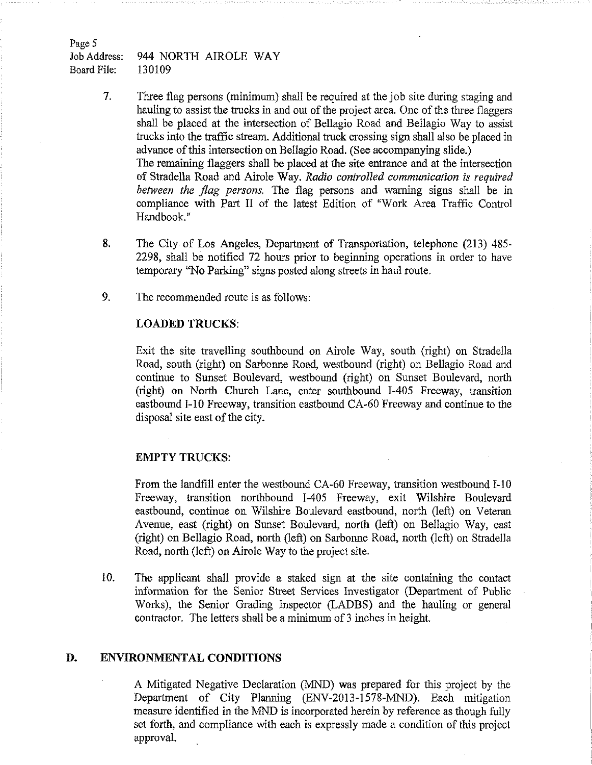Page 5
Job Address: 944 NORTH AIROLE WAY
Board File: 130109

7. Three flag persons (minimum) shall be required at the job site during staging and hauling to assist the trucks in and out of the project area. One of the three flaggers shall be placed at the intersection of Bellagio Road and Bellagio Way to assist trucks into the traffic stream. Additional truck crossing sign shall also be placed in advance of this intersection on Bellagio Road. (See accompanying slide.)
   The remaining flaggers shall be placed at the site entrance and at the intersection of Stradella Road and Airole Way. *Radio controlled communication is required between the flag persons.* The flag persons and warning signs shall be in compliance with Part II of the latest Edition of "Work Area Traffic Control Handbook."

8. The City of Los Angeles, Department of Transportation, telephone (213) 485-2298, shall be notified 72 hours prior to beginning operations in order to have temporary "No Parking" signs posted along streets in haul route.

9. The recommended route is as follows:

   **LOADED TRUCKS:**

   Exit the site travelling southbound on Airole Way, south (right) on Stradella Road, south (right) on Sarbonne Road, westbound (right) on Bellagio Road and continue to Sunset Boulevard, westbound (right) on Sunset Boulevard, north (right) on North Church Lane, enter southbound I-405 Freeway, transition eastbound I-10 Freeway, transition eastbound CA-60 Freeway and continue to the disposal site east of the city.

   **EMPTY TRUCKS:**

   From the landfill enter the westbound CA-60 Freeway, transition westbound I-10 Freeway, transition northbound I-405 Freeway, exit Wilshire Boulevard eastbound, continue on Wilshire Boulevard eastbound, north (left) on Veteran Avenue, east (right) on Sunset Boulevard, north (left) on Bellagio Way, east (right) on Bellagio Road, north (left) on Sarbonne Road, north (left) on Stradella Road, north (left) on Airole Way to the project site.

10. The applicant shall provide a staked sign at the site containing the contact information for the Senior Street Services Investigator (Department of Public Works), the Senior Grading Inspector (LADBS) and the hauling or general contractor. The letters shall be a minimum of 3 inches in height.

## D. ENVIRONMENTAL CONDITIONS

A Mitigated Negative Declaration (MND) was prepared for this project by the Department of City Planning (ENV-2013-1578-MND). Each mitigation measure identified in the MND is incorporated herein by reference as though fully set forth, and compliance with each is expressly made a condition of this project approval.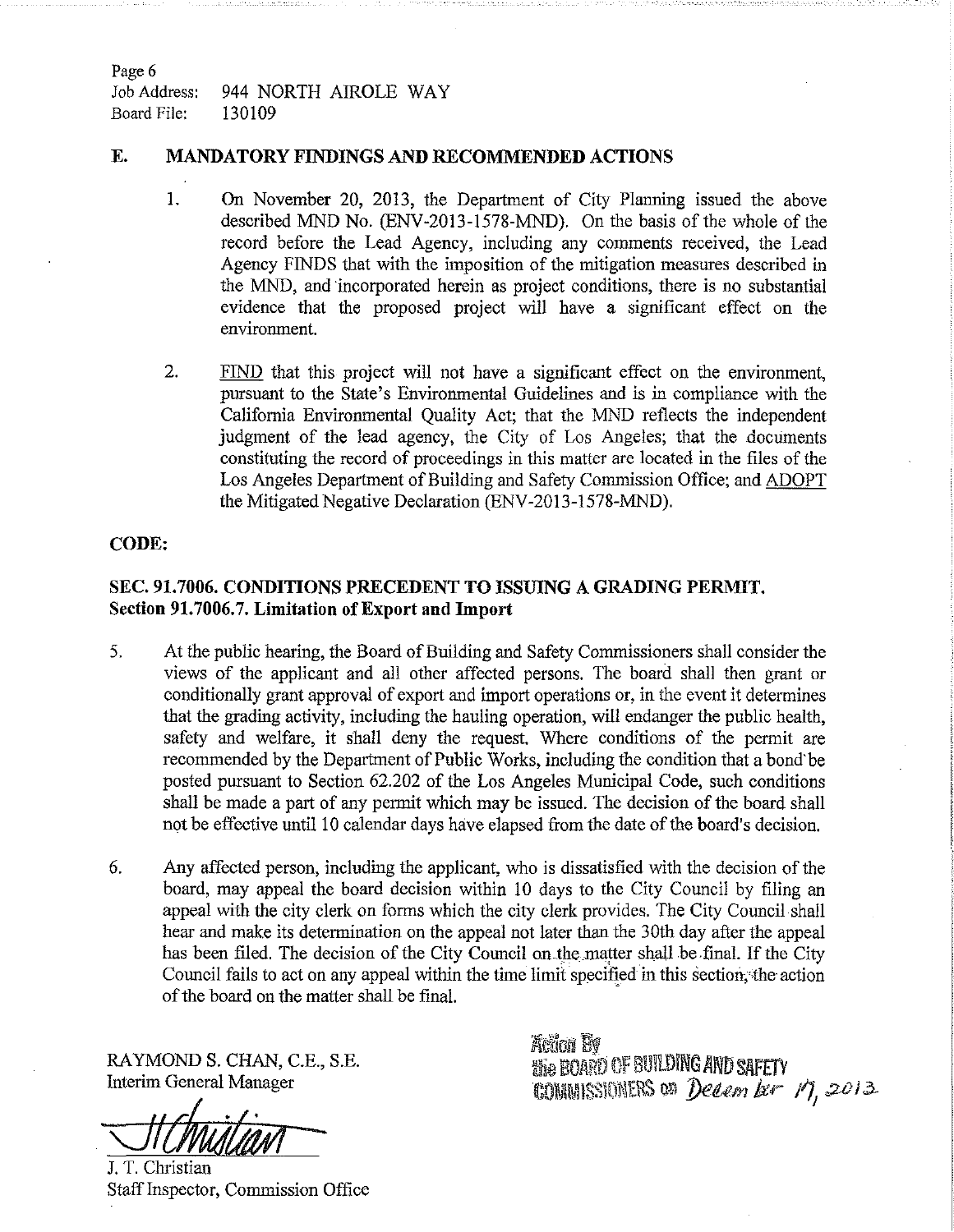Page 6
Job Address: 944 NORTH AIROLE WAY
Board File: 130109

## E. MANDATORY FINDINGS AND RECOMMENDED ACTIONS

1. On November 20, 2013, the Department of City Planning issued the above described MND No. (ENV-2013-1578-MND). On the basis of the whole of the record before the Lead Agency, including any comments received, the Lead Agency FINDS that with the imposition of the mitigation measures described in the MND, and incorporated herein as project conditions, there is no substantial evidence that the proposed project will have a significant effect on the environment.

2. FIND that this project will not have a significant effect on the environment, pursuant to the State's Environmental Guidelines and is in compliance with the California Environmental Quality Act; that the MND reflects the independent judgment of the lead agency, the City of Los Angeles; that the documents constituting the record of proceedings in this matter are located in the files of the Los Angeles Department of Building and Safety Commission Office; and ADOPT the Mitigated Negative Declaration (ENV-2013-1578-MND).

## CODE:

### SEC. 91.7006. CONDITIONS PRECEDENT TO ISSUING A GRADING PERMIT.
**Section 91.7006.7. Limitation of Export and Import**

5. At the public hearing, the Board of Building and Safety Commissioners shall consider the views of the applicant and all other affected persons. The board shall then grant or conditionally grant approval of export and import operations or, in the event it determines that the grading activity, including the hauling operation, will endanger the public health, safety and welfare, it shall deny the request. Where conditions of the permit are recommended by the Department of Public Works, including the condition that a bond be posted pursuant to Section 62.202 of the Los Angeles Municipal Code, such conditions shall be made a part of any permit which may be issued. The decision of the board shall not be effective until 10 calendar days have elapsed from the date of the board's decision.

6. Any affected person, including the applicant, who is dissatisfied with the decision of the board, may appeal the board decision within 10 days to the City Council by filing an appeal with the city clerk on forms which the city clerk provides. The City Council shall hear and make its determination on the appeal not later than the 30th day after the appeal has been filed. The decision of the City Council on the matter shall be final. If the City Council fails to act on any appeal within the time limit specified in this section, the action of the board on the matter shall be final.

RAYMOND S. CHAN, C.E., S.E.
Interim General Manager

J. T. Christian
Staff Inspector, Commission Office

Action By
the BOARD OF BUILDING AND SAFETY
COMMISSIONERS on December 17, 2013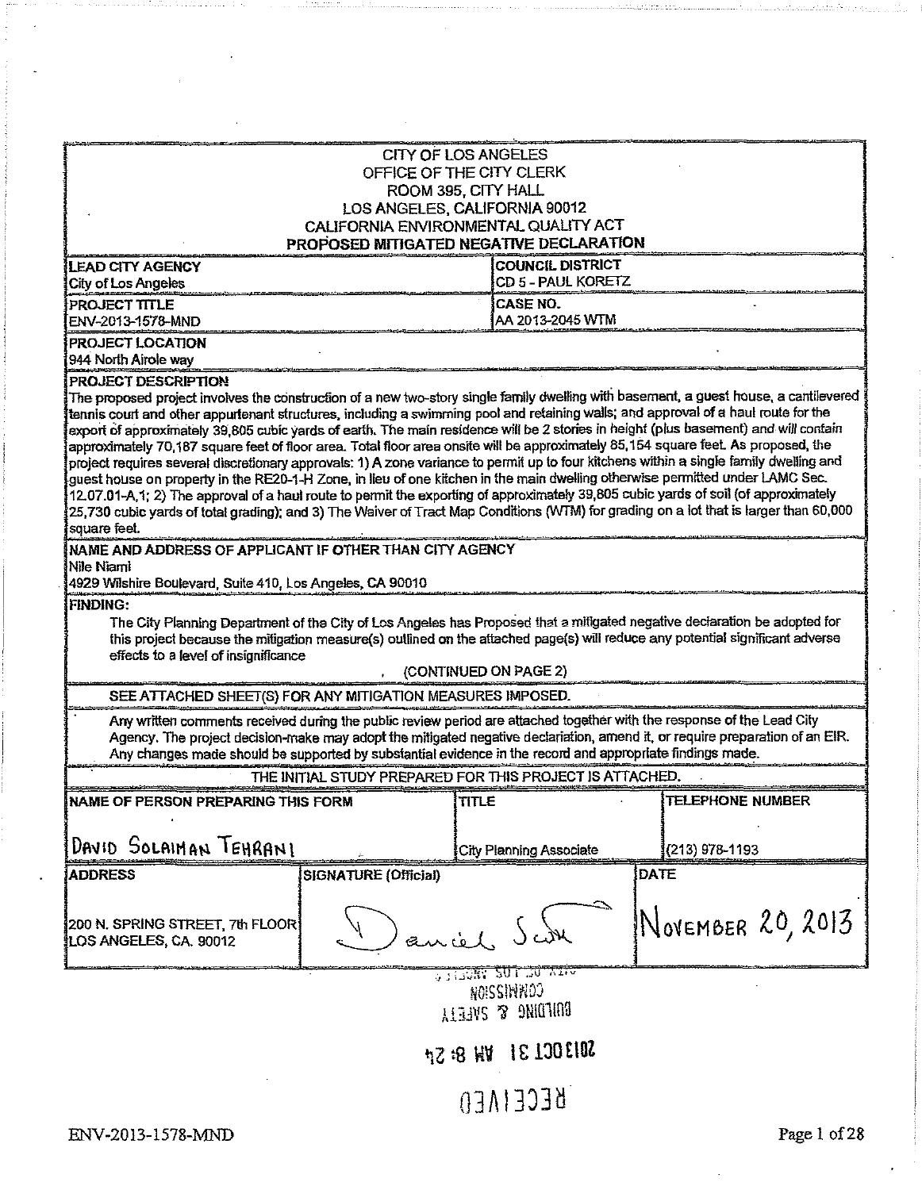CITY OF LOS ANGELES
OFFICE OF THE CITY CLERK
ROOM 395, CITY HALL
LOS ANGELES, CALIFORNIA 90012
CALIFORNIA ENVIRONMENTAL QUALITY ACT

**PROPOSED MITIGATED NEGATIVE DECLARATION**

| **LEAD CITY AGENCY** | **COUNCIL DISTRICT** |
|---|---|
| City of Los Angeles | CD 5 - PAUL KORETZ |
| **PROJECT TITLE** | **CASE NO.** |
| ENV-2013-1578-MND | AA 2013-2045 WTM |

**PROJECT LOCATION**
944 North Airole way

**PROJECT DESCRIPTION**
The proposed project involves the construction of a new two-story single family dwelling with basement, a guest house, a cantilevered tennis court and other appurtenant structures, including a swimming pool and retaining walls; and approval of a haul route for the export of approximately 39,805 cubic yards of earth. The main residence will be 2 stories in height (plus basement) and will contain approximately 70,187 square feet of floor area. Total floor area onsite will be approximately 85,154 square feet. As proposed, the project requires several discretionary approvals: 1) A zone variance to permit up to four kitchens within a single family dwelling and guest house on property in the RE20-1-H Zone, in lieu of one kitchen in the main dwelling otherwise permitted under LAMC Sec. 12.07.01-A,1; 2) The approval of a haul route to permit the exporting of approximately 39,805 cubic yards of soil (of approximately 25,730 cubic yards of total grading); and 3) The Waiver of Tract Map Conditions (WTM) for grading on a lot that is larger than 60,000 square feet.

**NAME AND ADDRESS OF APPLICANT IF OTHER THAN CITY AGENCY**
Nile Niami
4929 Wilshire Boulevard, Suite 410, Los Angeles, CA 90010

**FINDING:**
The City Planning Department of the City of Los Angeles has Proposed that a mitigated negative declaration be adopted for this project because the mitigation measure(s) outlined on the attached page(s) will reduce any potential significant adverse effects to a level of insignificance

(CONTINUED ON PAGE 2)

SEE ATTACHED SHEET(S) FOR ANY MITIGATION MEASURES IMPOSED.

Any written comments received during the public review period are attached together with the response of the Lead City Agency. The project decision-make may adopt the mitigated negative declariation, amend it, or require preparation of an EIR. Any changes made should be supported by substantial evidence in the record and appropriate findings made.

THE INITIAL STUDY PREPARED FOR THIS PROJECT IS ATTACHED.

| **NAME OF PERSON PREPARING THIS FORM** | **TITLE** | **TELEPHONE NUMBER** |
|---|---|---|
| DAVID SOLAIMAN TEHRANI | City Planning Associate | (213) 978-1193 |

| **ADDRESS** | **SIGNATURE (Official)** | **DATE** |
|---|---|---|
| 200 N. SPRING STREET, 7th FLOOR LOS ANGELES, CA. 90012 | Daniel Sch | NOVEMBER 20, 2013 |

CITY OF LOS ANGELES
COMMISSION
BUILDING & SAFETY

2013 OCT 31 AM 8:24

RECEIVED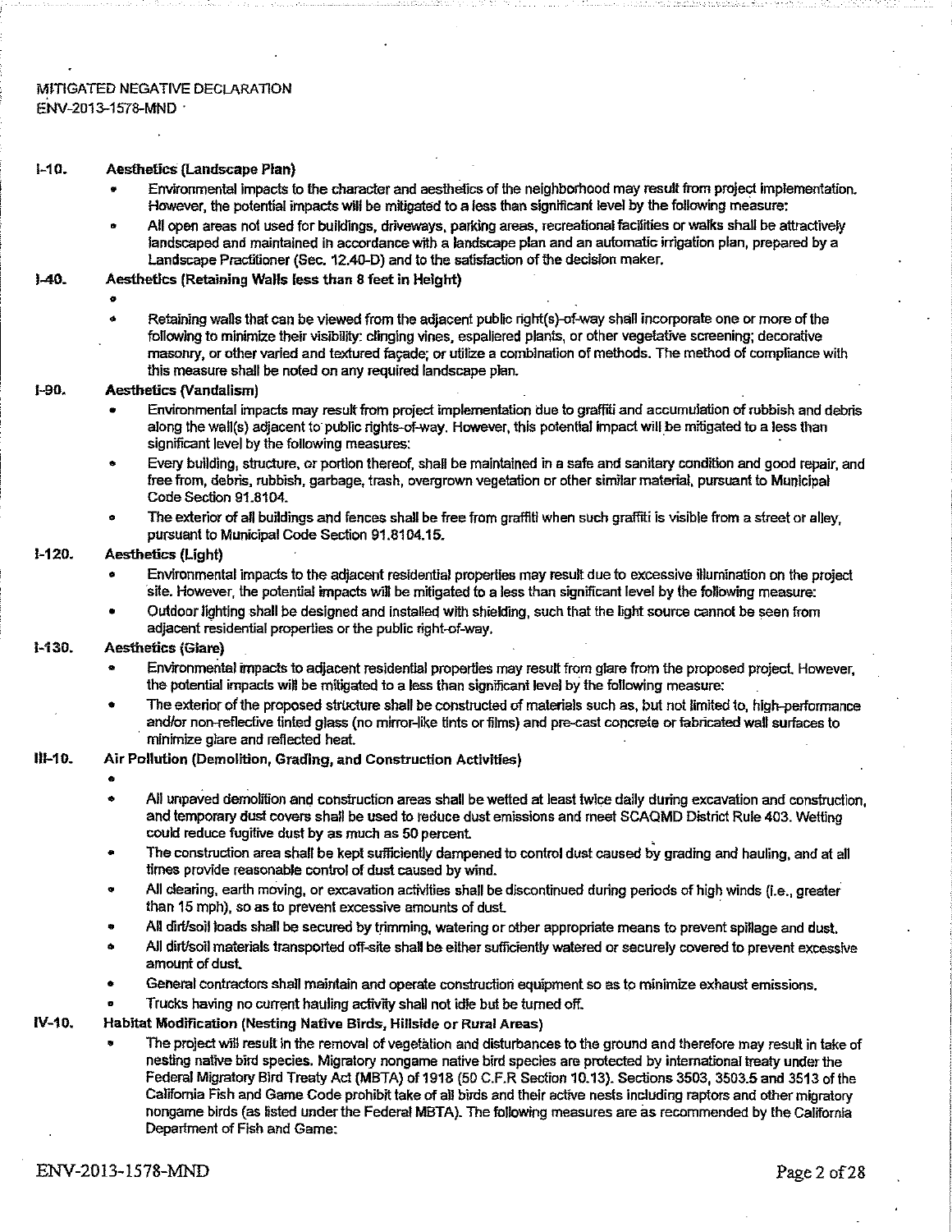MITIGATED NEGATIVE DECLARATION
ENV-2013-1578-MND

**I-10. Aesthetics (Landscape Plan)**

- Environmental impacts to the character and aesthetics of the neighborhood may result from project implementation. However, the potential impacts will be mitigated to a less than significant level by the following measure:
- All open areas not used for buildings, driveways, parking areas, recreational facilities or walks shall be attractively landscaped and maintained in accordance with a landscape plan and an automatic irrigation plan, prepared by a Landscape Practitioner (Sec. 12.40-D) and to the satisfaction of the decision maker.

**I-40. Aesthetics (Retaining Walls less than 8 feet in Height)**

- Retaining walls that can be viewed from the adjacent public right(s)-of-way shall incorporate one or more of the following to minimize their visibility: clinging vines, espaliered plants, or other vegetative screening; decorative masonry, or other varied and textured façade; or utilize a combination of methods. The method of compliance with this measure shall be noted on any required landscape plan.

**I-90. Aesthetics (Vandalism)**

- Environmental impacts may result from project implementation due to graffiti and accumulation of rubbish and debris along the wall(s) adjacent to public rights-of-way. However, this potential impact will be mitigated to a less than significant level by the following measures:
- Every building, structure, or portion thereof, shall be maintained in a safe and sanitary condition and good repair, and free from, debris, rubbish, garbage, trash, overgrown vegetation or other similar material, pursuant to Municipal Code Section 91.8104.
- The exterior of all buildings and fences shall be free from graffiti when such graffiti is visible from a street or alley, pursuant to Municipal Code Section 91.8104.15.

**I-120. Aesthetics (Light)**

- Environmental impacts to the adjacent residential properties may result due to excessive illumination on the project site. However, the potential impacts will be mitigated to a less than significant level by the following measure:
- Outdoor lighting shall be designed and installed with shielding, such that the light source cannot be seen from adjacent residential properties or the public right-of-way.

**I-130. Aesthetics (Glare)**

- Environmental impacts to adjacent residential properties may result from glare from the proposed project. However, the potential impacts will be mitigated to a less than significant level by the following measure:
- The exterior of the proposed structure shall be constructed of materials such as, but not limited to, high-performance and/or non-reflective tinted glass (no mirror-like tints or films) and pre-cast concrete or fabricated wall surfaces to minimize glare and reflected heat.

**III-10. Air Pollution (Demolition, Grading, and Construction Activities)**

- All unpaved demolition and construction areas shall be wetted at least twice daily during excavation and construction, and temporary dust covers shall be used to reduce dust emissions and meet SCAQMD District Rule 403. Wetting could reduce fugitive dust by as much as 50 percent.
- The construction area shall be kept sufficiently dampened to control dust caused by grading and hauling, and at all times provide reasonable control of dust caused by wind.
- All clearing, earth moving, or excavation activities shall be discontinued during periods of high winds (i.e., greater than 15 mph), so as to prevent excessive amounts of dust.
- All dirt/soil loads shall be secured by trimming, watering or other appropriate means to prevent spillage and dust.
- All dirt/soil materials transported off-site shall be either sufficiently watered or securely covered to prevent excessive amount of dust.
- General contractors shall maintain and operate construction equipment so as to minimize exhaust emissions.
- Trucks having no current hauling activity shall not idle but be turned off.

**IV-10. Habitat Modification (Nesting Native Birds, Hillside or Rural Areas)**

- The project will result in the removal of vegetation and disturbances to the ground and therefore may result in take of nesting native bird species. Migratory nongame native bird species are protected by international treaty under the Federal Migratory Bird Treaty Act (MBTA) of 1918 (50 C.F.R Section 10.13). Sections 3503, 3503.5 and 3513 of the California Fish and Game Code prohibit take of all birds and their active nests including raptors and other migratory nongame birds (as listed under the Federal MBTA). The following measures are as recommended by the California Department of Fish and Game: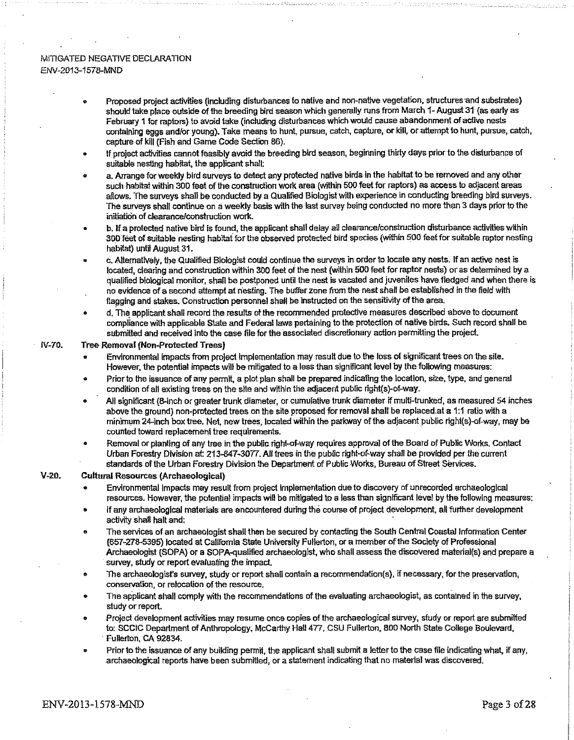- Proposed project activities (including disturbances to native and non-native vegetation, structures and substrates) should take place outside of the breeding bird season which generally runs from March 1- August 31 (as early as February 1 for raptors) to avoid take (including disturbances which would cause abandonment of active nests containing eggs and/or young). Take means to hunt, pursue, catch, capture, or kill, or attempt to hunt, pursue, catch, capture of kill (Fish and Game Code Section 86).
- If project activities cannot feasibly avoid the breeding bird season, beginning thirty days prior to the disturbance of suitable nesting habitat, the applicant shall:
- a. Arrange for weekly bird surveys to detect any protected native birds in the habitat to be removed and any other such habitat within 300 feet of the construction work area (within 500 feet for raptors) as access to adjacent areas allows. The surveys shall be conducted by a Qualified Biologist with experience in conducting breeding bird surveys. The surveys shall continue on a weekly basis with the last survey being conducted no more than 3 days prior to the initiation of clearance/construction work.
- b. If a protected native bird is found, the applicant shall delay all clearance/construction disturbance activities within 300 feet of suitable nesting habitat for the observed protected bird species (within 500 feet for suitable raptor nesting habitat) until August 31.
- c. Alternatively, the Qualified Biologist could continue the surveys in order to locate any nests. If an active nest is located, clearing and construction within 300 feet of the nest (within 500 feet for raptor nests) or as determined by a qualified biological monitor, shall be postponed until the nest is vacated and juveniles have fledged and when there is no evidence of a second attempt at nesting. The buffer zone from the nest shall be established in the field with flagging and stakes. Construction personnel shall be instructed on the sensitivity of the area.
- d. The applicant shall record the results of the recommended protective measures described above to document compliance with applicable State and Federal laws pertaining to the protection of native birds. Such record shall be submitted and received into the case file for the associated discretionary action permitting the project.

**IV-70. Tree Removal (Non-Protected Trees)**

- Environmental impacts from project implementation may result due to the loss of significant trees on the site. However, the potential impacts will be mitigated to a less than significant level by the following measures:
- Prior to the issuance of any permit, a plot plan shall be prepared indicating the location, size, type, and general condition of all existing trees on the site and within the adjacent public right(s)-of-way.
- All significant (8-inch or greater trunk diameter, or cumulative trunk diameter if multi-trunked, as measured 54 inches above the ground) non-protected trees on the site proposed for removal shall be replaced at a 1:1 ratio with a minimum 24-inch box tree. Net, new trees, located within the parkway of the adjacent public right(s)-of-way, may be counted toward replacement tree requirements.
- Removal or planting of any tree in the public right-of-way requires approval of the Board of Public Works. Contact Urban Forestry Division at: 213-847-3077. All trees in the public right-of-way shall be provided per the current standards of the Urban Forestry Division the Department of Public Works, Bureau of Street Services.

**V-20. Cultural Resources (Archaeological)**

- Environmental impacts may result from project implementation due to discovery of unrecorded archaeological resources. However, the potential impacts will be mitigated to a less than significant level by the following measures:
- If any archaeological materials are encountered during the course of project development, all further development activity shall halt and:
- The services of an archaeologist shall then be secured by contacting the South Central Coastal Information Center (657-278-5395) located at California State University Fullerton, or a member of the Society of Professional Archaeologist (SOPA) or a SOPA-qualified archaeologist, who shall assess the discovered material(s) and prepare a survey, study or report evaluating the impact.
- The archaeologist's survey, study or report shall contain a recommendation(s), if necessary, for the preservation, conservation, or relocation of the resource.
- The applicant shall comply with the recommendations of the evaluating archaeologist, as contained in the survey, study or report.
- Project development activities may resume once copies of the archaeological survey, study or report are submitted to: SCCIC Department of Anthropology, McCarthy Hall 477, CSU Fullerton, 800 North State College Boulevard, Fullerton, CA 92834.
- Prior to the issuance of any building permit, the applicant shall submit a letter to the case file indicating what, if any, archaeological reports have been submitted, or a statement indicating that no material was discovered.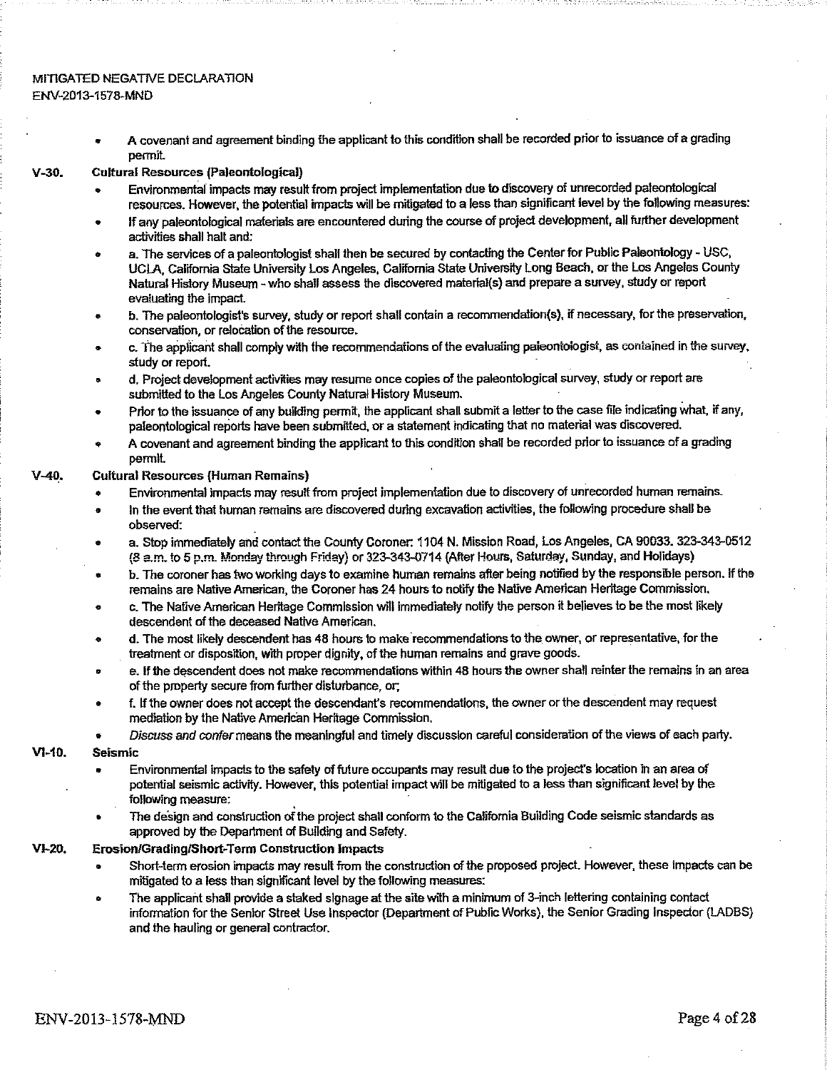- A covenant and agreement binding the applicant to this condition shall be recorded prior to issuance of a grading permit.

**V-30. Cultural Resources (Paleontological)**

- Environmental impacts may result from project implementation due to discovery of unrecorded paleontological resources. However, the potential impacts will be mitigated to a less than significant level by the following measures:
- If any paleontological materials are encountered during the course of project development, all further development activities shall halt and:
- a. The services of a paleontologist shall then be secured by contacting the Center for Public Paleontology - USC, UCLA, California State University Los Angeles, California State University Long Beach, or the Los Angeles County Natural History Museum - who shall assess the discovered material(s) and prepare a survey, study or report evaluating the impact.
- b. The paleontologist's survey, study or report shall contain a recommendation(s), if necessary, for the preservation, conservation, or relocation of the resource.
- c. The applicant shall comply with the recommendations of the evaluating paleontologist, as contained in the survey, study or report.
- d. Project development activities may resume once copies of the paleontological survey, study or report are submitted to the Los Angeles County Natural History Museum.
- Prior to the issuance of any building permit, the applicant shall submit a letter to the case file indicating what, if any, paleontological reports have been submitted, or a statement indicating that no material was discovered.
- A covenant and agreement binding the applicant to this condition shall be recorded prior to issuance of a grading permit.

**V-40. Cultural Resources (Human Remains)**

- Environmental impacts may result from project implementation due to discovery of unrecorded human remains.
- In the event that human remains are discovered during excavation activities, the following procedure shall be observed:
- a. Stop immediately and contact the County Coroner: 1104 N. Mission Road, Los Angeles, CA 90033. 323-343-0512 (8 a.m. to 5 p.m. Monday through Friday) or 323-343-0714 (After Hours, Saturday, Sunday, and Holidays)
- b. The coroner has two working days to examine human remains after being notified by the responsible person. If the remains are Native American, the Coroner has 24 hours to notify the Native American Heritage Commission.
- c. The Native American Heritage Commission will immediately notify the person it believes to be the most likely descendent of the deceased Native American.
- d. The most likely descendent has 48 hours to make recommendations to the owner, or representative, for the treatment or disposition, with proper dignity, of the human remains and grave goods.
- e. If the descendent does not make recommendations within 48 hours the owner shall reinter the remains in an area of the property secure from further disturbance, or;
- f. If the owner does not accept the descendant's recommendations, the owner or the descendent may request mediation by the Native American Heritage Commission.
- *Discuss and confer* means the meaningful and timely discussion careful consideration of the views of each party.

**VI-10. Seismic**

- Environmental impacts to the safety of future occupants may result due to the project's location in an area of potential seismic activity. However, this potential impact will be mitigated to a less than significant level by the following measure:
- The design and construction of the project shall conform to the California Building Code seismic standards as approved by the Department of Building and Safety.

**VI-20. Erosion/Grading/Short-Term Construction Impacts**

- Short-term erosion impacts may result from the construction of the proposed project. However, these impacts can be mitigated to a less than significant level by the following measures:
- The applicant shall provide a staked signage at the site with a minimum of 3-inch lettering containing contact information for the Senior Street Use Inspector (Department of Public Works), the Senior Grading Inspector (LADBS) and the hauling or general contractor.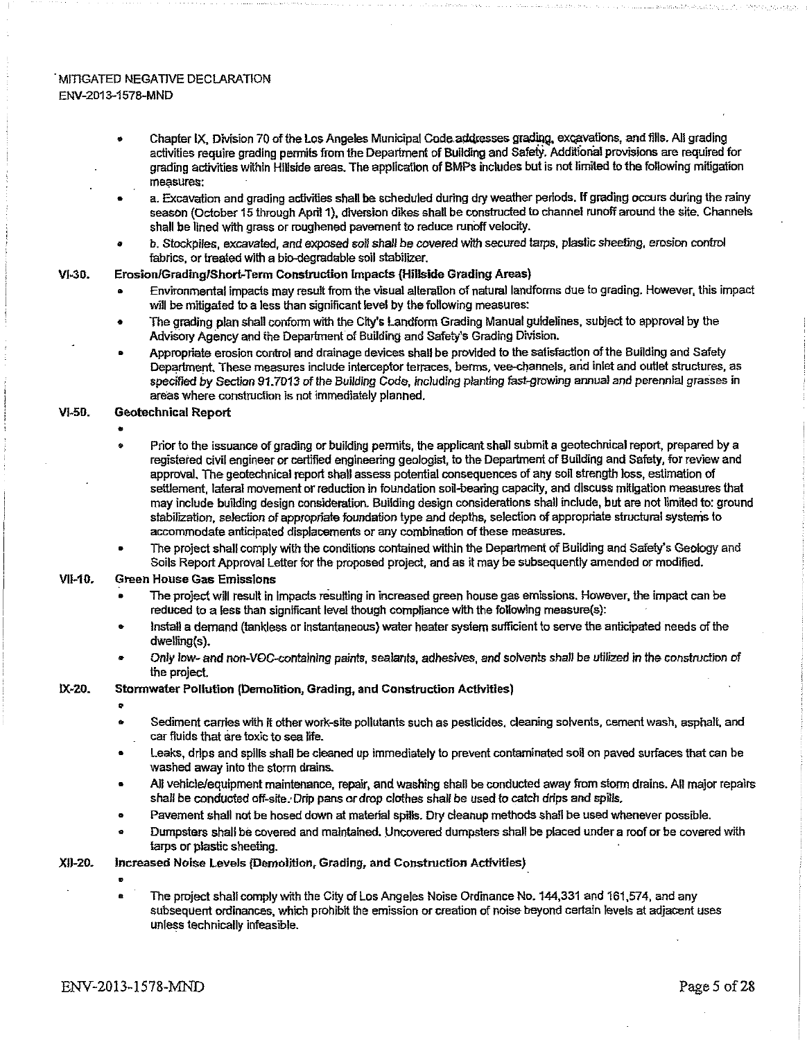- Chapter IX, Division 70 of the Los Angeles Municipal Code addresses grading, excavations, and fills. All grading activities require grading permits from the Department of Building and Safety. Additional provisions are required for grading activities within Hillside areas. The application of BMPs includes but is not limited to the following mitigation measures:
- a. Excavation and grading activities shall be scheduled during dry weather periods. If grading occurs during the rainy season (October 15 through April 1), diversion dikes shall be constructed to channel runoff around the site. Channels shall be lined with grass or roughened pavement to reduce runoff velocity.
- b. *Stockpiles, excavated, and exposed soil shall be covered with secured tarps, plastic sheeting, erosion control fabrics, or treated with a bio-degradable soil stabilizer.*

**VI-30. Erosion/Grading/Short-Term Construction Impacts (Hillside Grading Areas)**

- Environmental impacts may result from the visual alteration of natural landforms due to grading. However, this impact will be mitigated to a less than significant level by the following measures:
- The grading plan shall conform with the City's Landform Grading Manual guidelines, subject to approval by the Advisory Agency and the Department of Building and Safety's Grading Division.
- Appropriate erosion control and drainage devices shall be provided to the satisfaction of the Building and Safety Department. These measures include interceptor terraces, berms, vee-channels, and inlet and outlet structures, as *specified by Section 91.7013 of the Building Code, including planting fast-growing annual and perennial grasses in* areas where construction is not immediately planned.

**VI-50. Geotechnical Report**

- Prior to the issuance of grading or building permits, the applicant shall submit a geotechnical report, prepared by a registered civil engineer or certified engineering geologist, to the Department of Building and Safety, for review and approval. The geotechnical report shall assess potential consequences of any soil strength loss, estimation of settlement, lateral movement or reduction in foundation soil-bearing capacity, and discuss mitigation measures that may include building design consideration. Building design considerations shall include, but are not limited to: ground stabilization, selection of appropriate foundation type and depths, selection of appropriate structural systems to accommodate anticipated displacements or any combination of these measures.
- The project shall comply with the conditions contained within the Department of Building and Safety's Geology and Soils Report Approval Letter for the proposed project, and as it may be subsequently amended or modified.

**VII-10. Green House Gas Emissions**

- The project will result in impacts resulting in increased green house gas emissions. However, the impact can be reduced to a less than significant level though compliance with the following measure(s):
- Install a demand (tankless or instantaneous) water heater system sufficient to serve the anticipated needs of the dwelling(s).
- *Only low- and non-VOC-containing paints, sealants, adhesives, and solvents shall be utilized in the construction of* the project.

**IX-20. Stormwater Pollution (Demolition, Grading, and Construction Activities)**

- Sediment carries with it other work-site pollutants such as pesticides, cleaning solvents, cement wash, asphalt, and car fluids that are toxic to sea life.
- Leaks, drips and spills shall be cleaned up immediately to prevent contaminated soil on paved surfaces that can be washed away into the storm drains.
- All vehicle/equipment maintenance, repair, and washing shall be conducted away from storm drains. All major repairs shall be conducted off-site. Drip pans or drop clothes shall be used to catch drips and spills.
- Pavement shall not be hosed down at material spills. Dry cleanup methods shall be used whenever possible.
- Dumpsters shall be covered and maintained. Uncovered dumpsters shall be placed under a roof or be covered with tarps or plastic sheeting.

**XII-20. Increased Noise Levels (Demolition, Grading, and Construction Activities)**

- The project shall comply with the City of Los Angeles Noise Ordinance No. 144,331 and 161,574, and any subsequent ordinances, which prohibit the emission or creation of noise beyond certain levels at adjacent uses unless technically infeasible.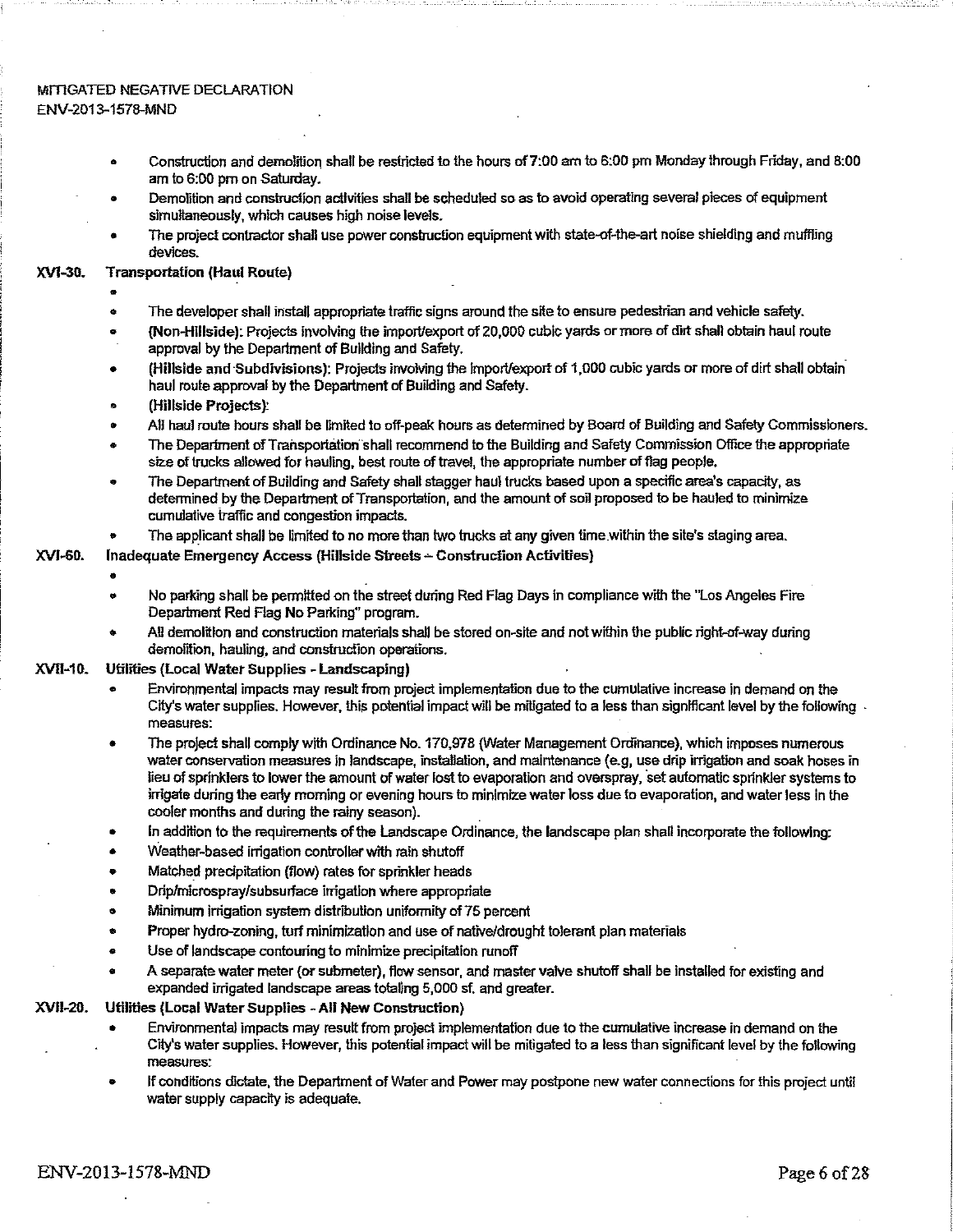- Construction and demolition shall be restricted to the hours of 7:00 am to 6:00 pm Monday through Friday, and 8:00 am to 6:00 pm on Saturday.
- Demolition and construction activities shall be scheduled so as to avoid operating several pieces of equipment simultaneously, which causes high noise levels.
- The project contractor shall use power construction equipment with state-of-the-art noise shielding and muffling devices.

**XVI-30. Transportation (Haul Route)**

- 
- The developer shall install appropriate traffic signs around the site to ensure pedestrian and vehicle safety.
- **(Non-Hillside):** Projects involving the import/export of 20,000 cubic yards or more of dirt shall obtain haul route approval by the Department of Building and Safety.
- **(Hillside and Subdivisions):** Projects involving the import/export of 1,000 cubic yards or more of dirt shall obtain haul route approval by the Department of Building and Safety.
- **(Hillside Projects):**
- All haul route hours shall be limited to off-peak hours as determined by Board of Building and Safety Commissioners.
- The Department of Transportation shall recommend to the Building and Safety Commission Office the appropriate size of trucks allowed for hauling, best route of travel, the appropriate number of flag people.
- The Department of Building and Safety shall stagger haul trucks based upon a specific area's capacity, as determined by the Department of Transportation, and the amount of soil proposed to be hauled to minimize cumulative traffic and congestion impacts.
- The applicant shall be limited to no more than two trucks at any given time within the site's staging area.

**XVI-60. Inadequate Emergency Access (Hillside Streets – Construction Activities)**

- 
- No parking shall be permitted on the street during Red Flag Days in compliance with the "Los Angeles Fire Department Red Flag No Parking" program.
- All demolition and construction materials shall be stored on-site and not within the public right-of-way during demolition, hauling, and construction operations.

**XVII-10. Utilities (Local Water Supplies - Landscaping)**

- Environmental impacts may result from project implementation due to the cumulative increase in demand on the City's water supplies. However, this potential impact will be mitigated to a less than significant level by the following measures:
- The project shall comply with Ordinance No. 170,978 (Water Management Ordinance), which imposes numerous water conservation measures in landscape, installation, and maintenance (e.g, use drip irrigation and soak hoses in lieu of sprinklers to lower the amount of water lost to evaporation and overspray, set automatic sprinkler systems to irrigate during the early morning or evening hours to minimize water loss due to evaporation, and water less in the cooler months and during the rainy season).
- In addition to the requirements of the Landscape Ordinance, the landscape plan shall incorporate the following:
- Weather-based irrigation controller with rain shutoff
- Matched precipitation (flow) rates for sprinkler heads
- Drip/microspray/subsurface irrigation where appropriate
- Minimum irrigation system distribution uniformity of 75 percent
- Proper hydro-zoning, turf minimization and use of native/drought tolerant plan materials
- Use of landscape contouring to minimize precipitation runoff
- A separate water meter (or submeter), flow sensor, and master valve shutoff shall be installed for existing and expanded irrigated landscape areas totaling 5,000 sf. and greater.

**XVII-20. Utilities (Local Water Supplies - All New Construction)**

- Environmental impacts may result from project implementation due to the cumulative increase in demand on the City's water supplies. However, this potential impact will be mitigated to a less than significant level by the following measures:
- If conditions dictate, the Department of Water and Power may postpone new water connections for this project until water supply capacity is adequate.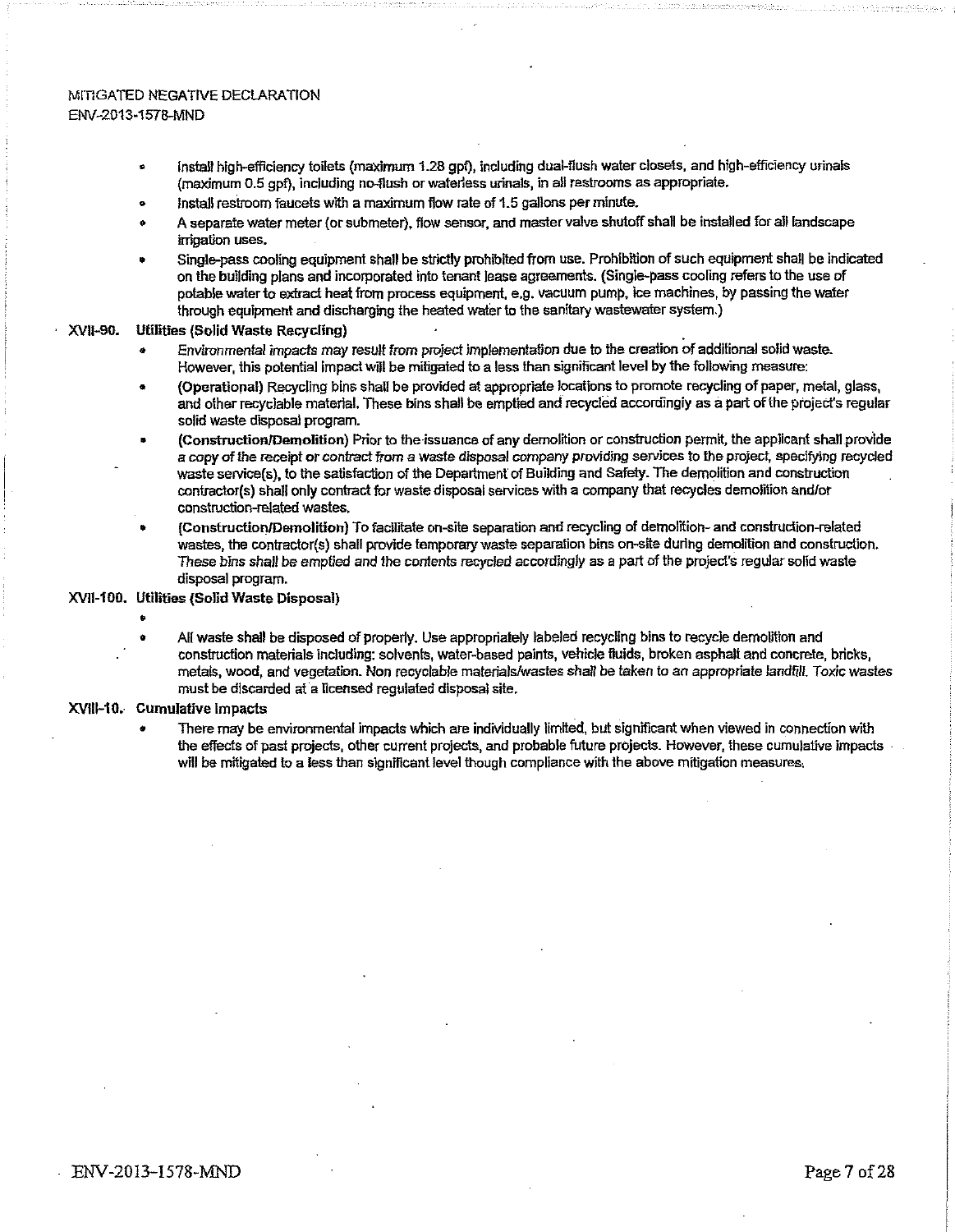- Install high-efficiency toilets (maximum 1.28 gpf), including dual-flush water closets, and high-efficiency urinals (maximum 0.5 gpf), including no-flush or waterless urinals, in all restrooms as appropriate.
- Install restroom faucets with a maximum flow rate of 1.5 gallons per minute.
- A separate water meter (or submeter), flow sensor, and master valve shutoff shall be installed for all landscape irrigation uses.
- Single-pass cooling equipment shall be strictly prohibited from use. Prohibition of such equipment shall be indicated on the building plans and incorporated into tenant lease agreements. (Single-pass cooling refers to the use of potable water to extract heat from process equipment, e.g. vacuum pump, ice machines, by passing the water through equipment and discharging the heated water to the sanitary wastewater system.)

**XVII-90. Utilities (Solid Waste Recycling)**

- Environmental impacts may result from project implementation due to the creation of additional solid waste. However, this potential impact will be mitigated to a less than significant level by the following measure:
- **(Operational)** Recycling bins shall be provided at appropriate locations to promote recycling of paper, metal, glass, and other recyclable material. These bins shall be emptied and recycled accordingly as a part of the project's regular solid waste disposal program.
- **(Construction/Demolition)** Prior to the issuance of any demolition or construction permit, the applicant shall provide a copy of the receipt or contract from a waste disposal company providing services to the project, specifying recycled waste service(s), to the satisfaction of the Department of Building and Safety. The demolition and construction contractor(s) shall only contract for waste disposal services with a company that recycles demolition and/or construction-related wastes.
- **(Construction/Demolition)** To facilitate on-site separation and recycling of demolition- and construction-related wastes, the contractor(s) shall provide temporary waste separation bins on-site during demolition and construction. These bins shall be emptied and the contents recycled accordingly as a part of the project's regular solid waste disposal program.

**XVII-100. Utilities (Solid Waste Disposal)**

- All waste shall be disposed of properly. Use appropriately labeled recycling bins to recycle demolition and construction materials including: solvents, water-based paints, vehicle fluids, broken asphalt and concrete, bricks, metals, wood, and vegetation. Non recyclable materials/wastes shall be taken to an appropriate landfill. Toxic wastes must be discarded at a licensed regulated disposal site.

**XVIII-10. Cumulative Impacts**

- There may be environmental impacts which are individually limited, but significant when viewed in connection with the effects of past projects, other current projects, and probable future projects. However, these cumulative impacts will be mitigated to a less than significant level though compliance with the above mitigation measures.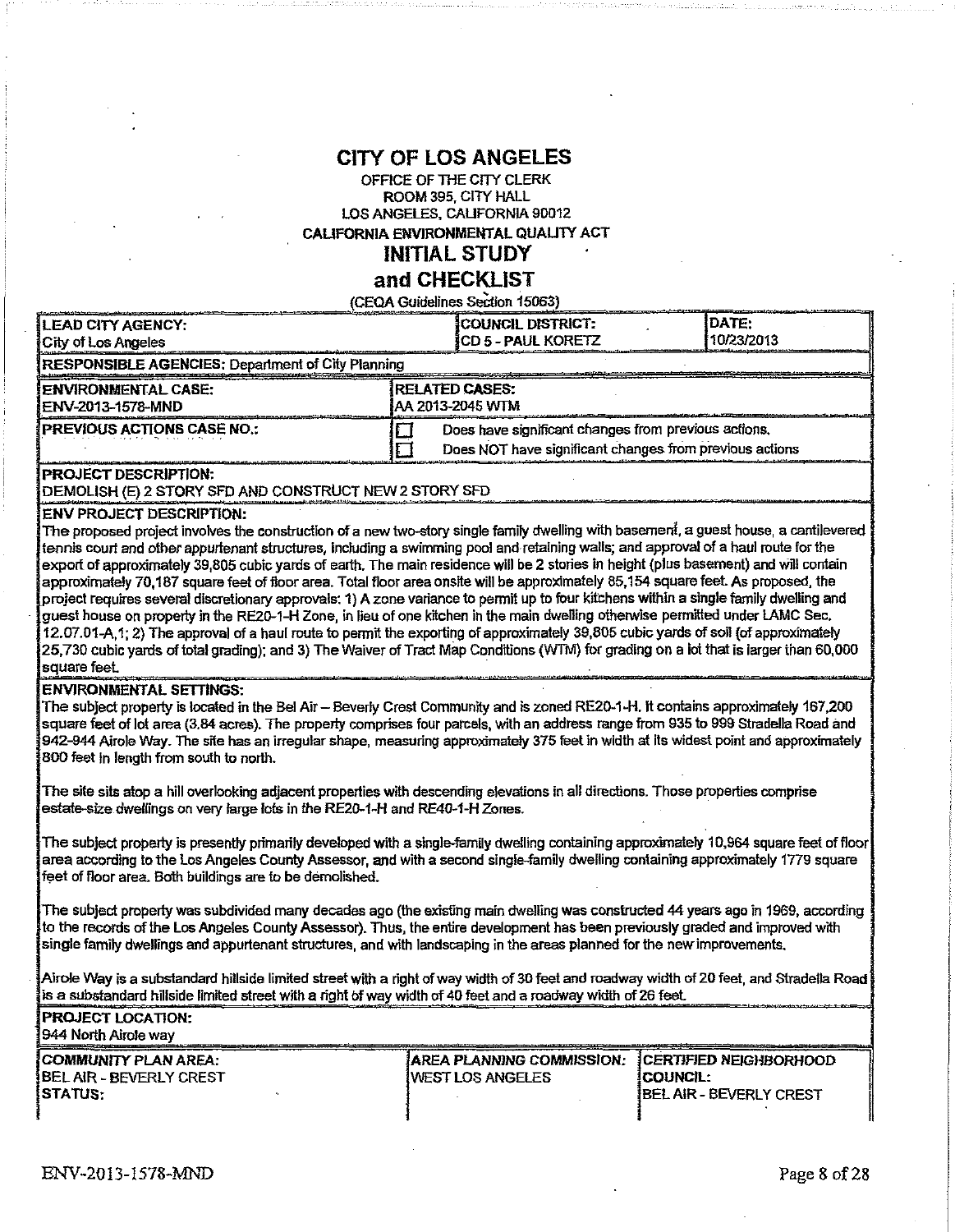# CITY OF LOS ANGELES

OFFICE OF THE CITY CLERK
ROOM 395, CITY HALL
LOS ANGELES, CALIFORNIA 90012
CALIFORNIA ENVIRONMENTAL QUALITY ACT

## INITIAL STUDY
## and CHECKLIST

(CEQA Guidelines Section 15063)

| LEAD CITY AGENCY: City of Los Angeles | COUNCIL DISTRICT: CD 5 - PAUL KORETZ | DATE: 10/23/2013 |
|---|---|---|
| **RESPONSIBLE AGENCIES:** Department of City Planning | | |
| **ENVIRONMENTAL CASE:** ENV-2013-1578-MND | **RELATED CASES:** AA 2013-2045 WTM | |
| **PREVIOUS ACTIONS CASE NO.:** | ☐ Does have significant changes from previous actions. ☐ Does NOT have significant changes from previous actions | |

**PROJECT DESCRIPTION:**
DEMOLISH (E) 2 STORY SFD AND CONSTRUCT NEW 2 STORY SFD

**ENV PROJECT DESCRIPTION:**
The proposed project involves the construction of a new two-story single family dwelling with basement, a guest house, a cantilevered tennis court and other appurtenant structures, including a swimming pool and retaining walls; and approval of a haul route for the export of approximately 39,805 cubic yards of earth. The main residence will be 2 stories in height (plus basement) and will contain approximately 70,187 square feet of floor area. Total floor area onsite will be approximately 85,154 square feet. As proposed, the project requires several discretionary approvals: 1) A zone variance to permit up to four kitchens within a single family dwelling and guest house on property in the RE20-1-H Zone, in lieu of one kitchen in the main dwelling otherwise permitted under LAMC Sec. 12.07.01-A,1; 2) The approval of a haul route to permit the exporting of approximately 39,805 cubic yards of soil (of approximately 25,730 cubic yards of total grading); and 3) The Waiver of Tract Map Conditions (WTM) for grading on a lot that is larger than 60,000 square feet.

**ENVIRONMENTAL SETTINGS:**
The subject property is located in the Bel Air – Beverly Crest Community and is zoned RE20-1-H. It contains approximately 167,200 square feet of lot area (3.84 acres). The property comprises four parcels, with an address range from 935 to 999 Stradella Road and 942-944 Airole Way. The site has an irregular shape, measuring approximately 375 feet in width at its widest point and approximately 800 feet in length from south to north.

The site sits atop a hill overlooking adjacent properties with descending elevations in all directions. Those properties comprise estate-size dwellings on very large lots in the RE20-1-H and RE40-1-H Zones.

The subject property is presently primarily developed with a single-family dwelling containing approximately 10,964 square feet of floor area according to the Los Angeles County Assessor, and with a second single-family dwelling containing approximately 1779 square feet of floor area. Both buildings are to be demolished.

The subject property was subdivided many decades ago (the existing main dwelling was constructed 44 years ago in 1969, according to the records of the Los Angeles County Assessor). Thus, the entire development has been previously graded and improved with single family dwellings and appurtenant structures, and with landscaping in the areas planned for the new improvements.

Airole Way is a substandard hillside limited street with a right of way width of 30 feet and roadway width of 20 feet, and Stradella Road is a substandard hillside limited street with a right of way width of 40 feet and a roadway width of 26 feet.

**PROJECT LOCATION:**
944 North Airole way

| COMMUNITY PLAN AREA: BEL AIR - BEVERLY CREST | AREA PLANNING COMMISSION: WEST LOS ANGELES | CERTIFIED NEIGHBORHOOD COUNCIL: BEL AIR - BEVERLY CREST |
|---|---|---|
| STATUS: | | |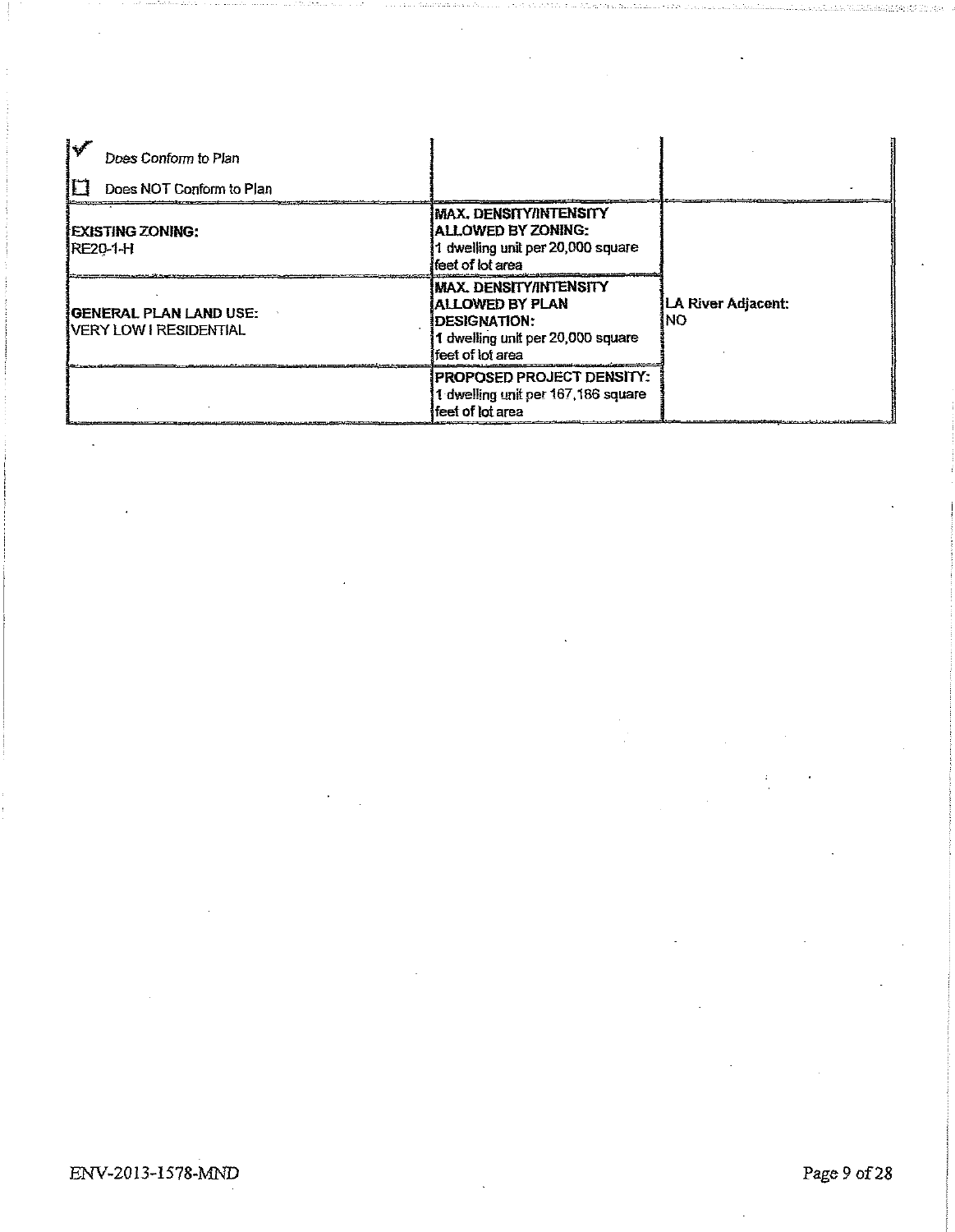| | | |
|---|---|---|
| ✔ Does Conform to Plan<br>☐ Does NOT Conform to Plan | | |
| **EXISTING ZONING:**<br>RE20-1-H | **MAX. DENSITY/INTENSITY ALLOWED BY ZONING:**<br>1 dwelling unit per 20,000 square feet of lot area | **LA River Adjacent:**<br>NO |
| **GENERAL PLAN LAND USE:**<br>VERY LOW I RESIDENTIAL | **MAX. DENSITY/INTENSITY ALLOWED BY PLAN DESIGNATION:**<br>1 dwelling unit per 20,000 square feet of lot area | |
| | **PROPOSED PROJECT DENSITY:**<br>1 dwelling unit per 167,186 square feet of lot area | |

ENV-2013-1578-MND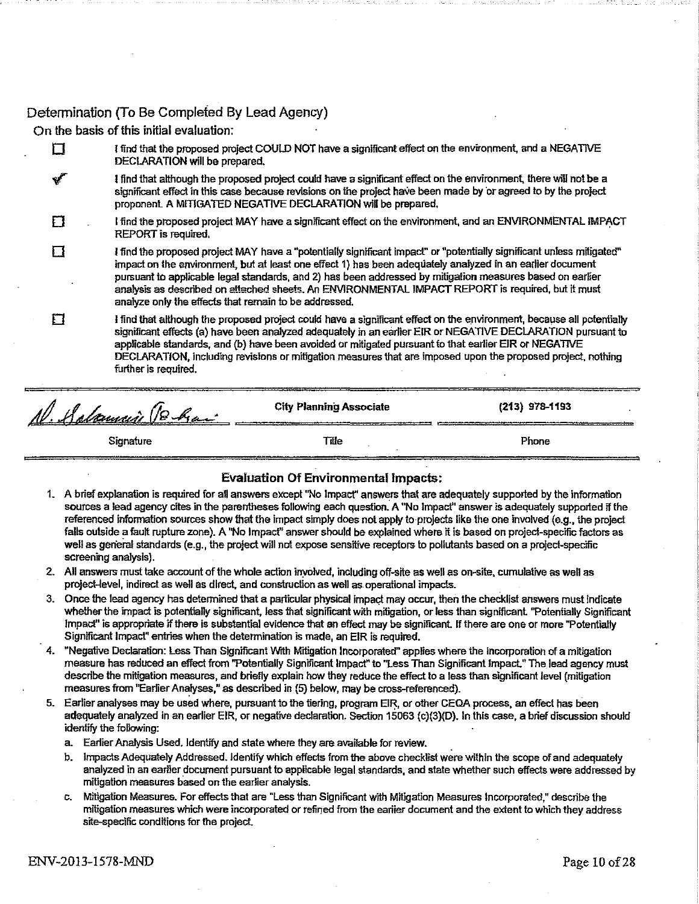## Determination (To Be Completed By Lead Agency)

On the basis of this initial evaluation:

- ☐ I find that the proposed project COULD NOT have a significant effect on the environment, and a NEGATIVE DECLARATION will be prepared.
- ✔ I find that although the proposed project could have a significant effect on the environment, there will not be a significant effect in this case because revisions on the project have been made by or agreed to by the project proponent. A MITIGATED NEGATIVE DECLARATION will be prepared.
- ☐ I find the proposed project MAY have a significant effect on the environment, and an ENVIRONMENTAL IMPACT REPORT is required.
- ☐ I find the proposed project MAY have a "potentially significant impact" or "potentially significant unless mitigated" impact on the environment, but at least one effect 1) has been adequately analyzed in an earlier document pursuant to applicable legal standards, and 2) has been addressed by mitigation measures based on earlier analysis as described on attached sheets. An ENVIRONMENTAL IMPACT REPORT is required, but it must analyze only the effects that remain to be addressed.
- ☐ I find that although the proposed project could have a significant effect on the environment, because all potentially significant effects (a) have been analyzed adequately in an earlier EIR or NEGATIVE DECLARATION pursuant to applicable standards, and (b) have been avoided or mitigated pursuant to that earlier EIR or NEGATIVE DECLARATION, including revisions or mitigation measures that are imposed upon the proposed project, nothing further is required.

| *(signature)* | City Planning Associate | (213) 978-1193 |
|---|---|---|
| Signature | Title | Phone |

### Evaluation Of Environmental Impacts:

1. A brief explanation is required for all answers except "No Impact" answers that are adequately supported by the information sources a lead agency cites in the parentheses following each question. A "No Impact" answer is adequately supported if the referenced information sources show that the impact simply does not apply to projects like the one involved (e.g., the project falls outside a fault rupture zone). A "No Impact" answer should be explained where it is based on project-specific factors as well as general standards (e.g., the project will not expose sensitive receptors to pollutants based on a project-specific screening analysis).
2. All answers must take account of the whole action involved, including off-site as well as on-site, cumulative as well as project-level, indirect as well as direct, and construction as well as operational impacts.
3. Once the lead agency has determined that a particular physical impact may occur, then the checklist answers must indicate whether the impact is potentially significant, less that significant with mitigation, or less than significant. "Potentially Significant Impact" is appropriate if there is substantial evidence that an effect may be significant. If there are one or more "Potentially Significant Impact" entries when the determination is made, an EIR is required.
4. "Negative Declaration: Less Than Significant With Mitigation Incorporated" applies where the incorporation of a mitigation measure has reduced an effect from "Potentially Significant Impact" to "Less Than Significant Impact." The lead agency must describe the mitigation measures, and briefly explain how they reduce the effect to a less than significant level (mitigation measures from "Earlier Analyses," as described in (5) below, may be cross-referenced).
5. Earlier analyses may be used where, pursuant to the tiering, program EIR, or other CEQA process, an effect has been adequately analyzed in an earlier EIR, or negative declaration. Section 15063 (c)(3)(D). In this case, a brief discussion should identify the following:
   a. Earlier Analysis Used. Identify and state where they are available for review.
   b. Impacts Adequately Addressed. Identify which effects from the above checklist were within the scope of and adequately analyzed in an earlier document pursuant to applicable legal standards, and state whether such effects were addressed by mitigation measures based on the earlier analysis.
   c. Mitigation Measures. For effects that are "Less than Significant with Mitigation Measures Incorporated," describe the mitigation measures which were incorporated or refined from the earlier document and the extent to which they address site-specific conditions for the project.

ENV-2013-1578-MND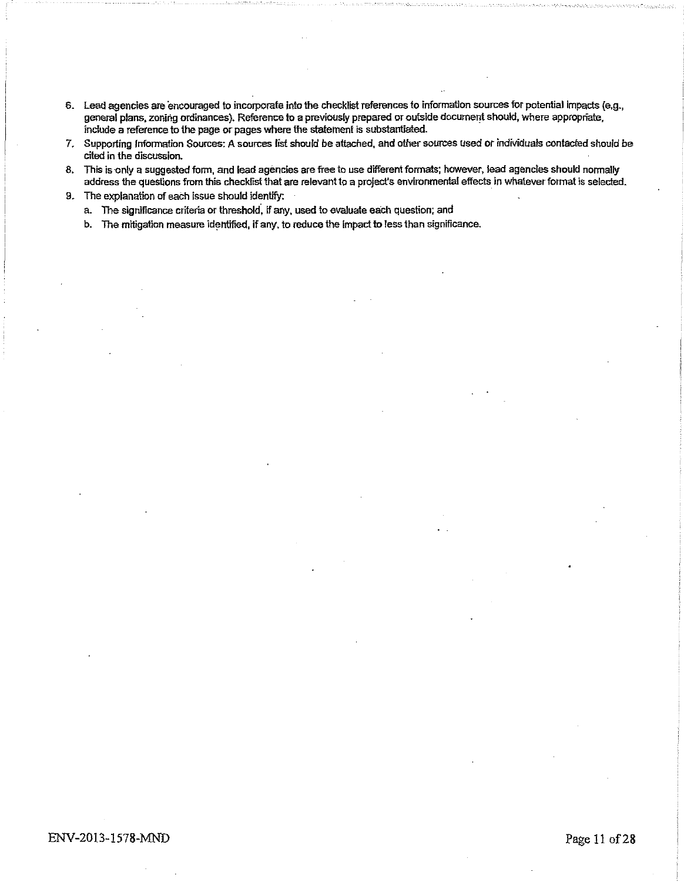6. Lead agencies are encouraged to incorporate into the checklist references to information sources for potential impacts (e.g., general plans, zoning ordinances). Reference to a previously prepared or outside document should, where appropriate, include a reference to the page or pages where the statement is substantiated.
7. Supporting Information Sources: A sources list should be attached, and other sources used or individuals contacted should be cited in the discussion.
8. This is only a suggested form, and lead agencies are free to use different formats; however, lead agencies should normally address the questions from this checklist that are relevant to a project's environmental effects in whatever format is selected.
9. The explanation of each issue should identify:
   a. The significance criteria or threshold, if any, used to evaluate each question; and
   b. The mitigation measure identified, if any, to reduce the impact to less than significance.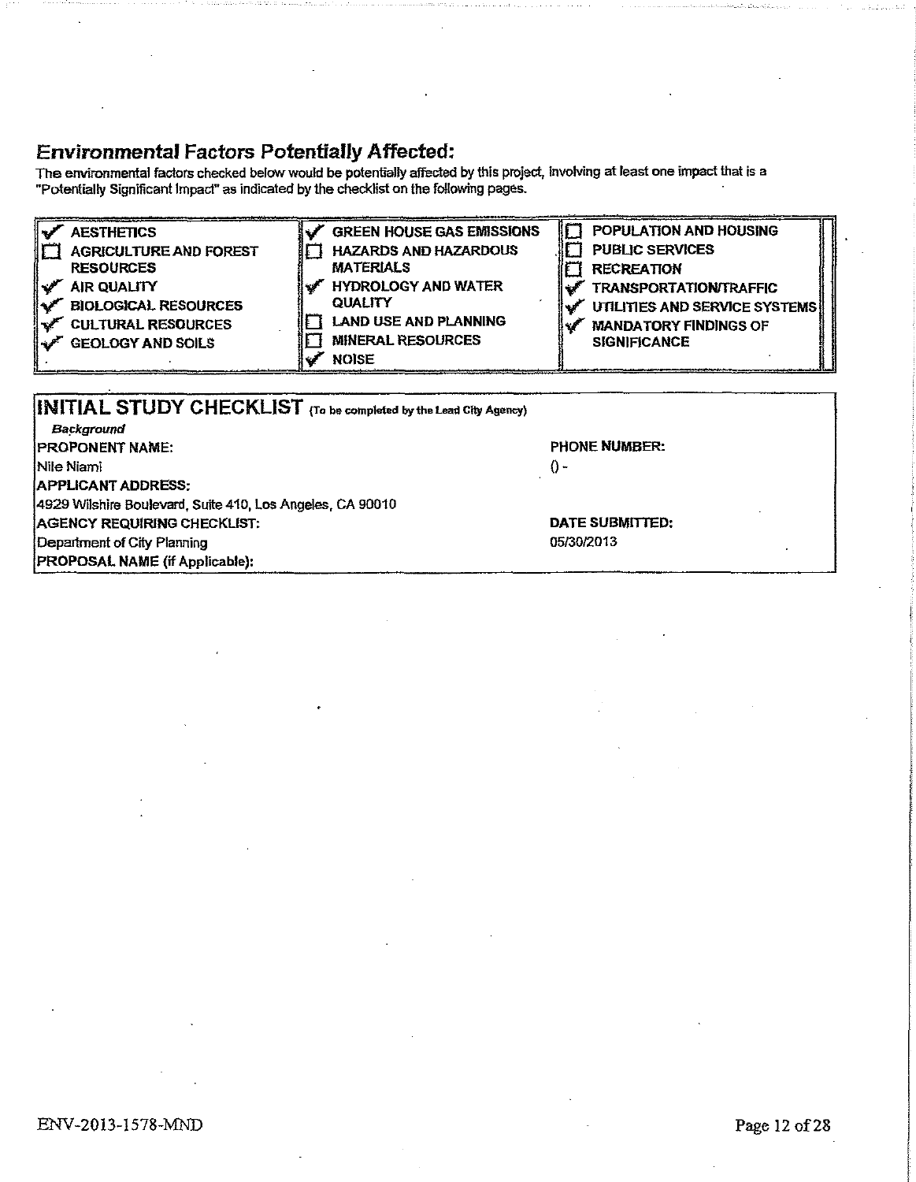## Environmental Factors Potentially Affected:

The environmental factors checked below would be potentially affected by this project, involving at least one impact that is a "Potentially Significant Impact" as indicated by the checklist on the following pages.

| | | |
|---|---|---|
| ✔ AESTHETICS | ✔ GREEN HOUSE GAS EMISSIONS | ☐ POPULATION AND HOUSING |
| ☐ AGRICULTURE AND FOREST RESOURCES | ☐ HAZARDS AND HAZARDOUS MATERIALS | ☐ PUBLIC SERVICES |
| ✔ AIR QUALITY | ✔ HYDROLOGY AND WATER QUALITY | ☐ RECREATION |
| ✔ BIOLOGICAL RESOURCES | ☐ LAND USE AND PLANNING | ✔ TRANSPORTATION/TRAFFIC |
| ✔ CULTURAL RESOURCES | ☐ MINERAL RESOURCES | ✔ UTILITIES AND SERVICE SYSTEMS |
| ✔ GEOLOGY AND SOILS | ✔ NOISE | ✔ MANDATORY FINDINGS OF SIGNIFICANCE |

## INITIAL STUDY CHECKLIST (To be completed by the Lead City Agency)

*Background*

| | |
|---|---|
| **PROPONENT NAME:** | **PHONE NUMBER:** |
| Nile Niami | () - |
| **APPLICANT ADDRESS:** | |
| 4929 Wilshire Boulevard, Suite 410, Los Angeles, CA 90010 | |
| **AGENCY REQUIRING CHECKLIST:** | **DATE SUBMITTED:** |
| Department of City Planning | 05/30/2013 |
| **PROPOSAL NAME (if Applicable):** | |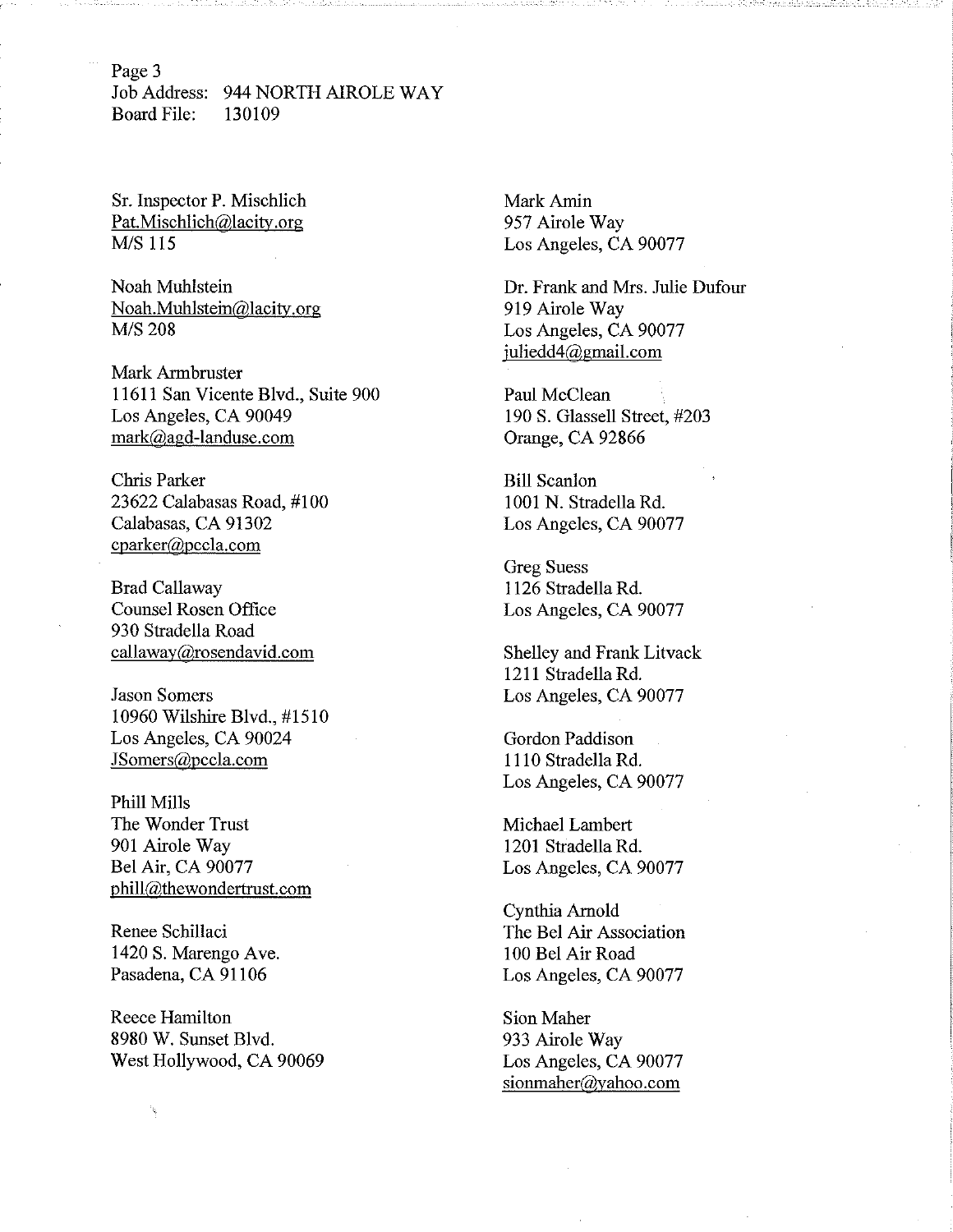Page 3
Job Address: 944 NORTH AIROLE WAY
Board File: 130109

Sr. Inspector P. Mischlich
Pat.Mischlich@lacity.org
M/S 115

Noah Muhlstein
Noah.Muhlstein@lacity.org
M/S 208

Mark Armbruster
11611 San Vicente Blvd., Suite 900
Los Angeles, CA 90049
mark@agd-landuse.com

Chris Parker
23622 Calabasas Road, #100
Calabasas, CA 91302
cparker@pccla.com

Brad Callaway
Counsel Rosen Office
930 Stradella Road
callaway@rosendavid.com

Jason Somers
10960 Wilshire Blvd., #1510
Los Angeles, CA 90024
JSomers@pccla.com

Phill Mills
The Wonder Trust
901 Airole Way
Bel Air, CA 90077
phill@thewondertrust.com

Renee Schillaci
1420 S. Marengo Ave.
Pasadena, CA 91106

Reece Hamilton
8980 W. Sunset Blvd.
West Hollywood, CA 90069

Mark Amin
957 Airole Way
Los Angeles, CA 90077

Dr. Frank and Mrs. Julie Dufour
919 Airole Way
Los Angeles, CA 90077
juliedd4@gmail.com

Paul McClean
190 S. Glassell Street, #203
Orange, CA 92866

Bill Scanlon
1001 N. Stradella Rd.
Los Angeles, CA 90077

Greg Suess
1126 Stradella Rd.
Los Angeles, CA 90077

Shelley and Frank Litvack
1211 Stradella Rd.
Los Angeles, CA 90077

Gordon Paddison
1110 Stradella Rd.
Los Angeles, CA 90077

Michael Lambert
1201 Stradella Rd.
Los Angeles, CA 90077

Cynthia Arnold
The Bel Air Association
100 Bel Air Road
Los Angeles, CA 90077

Sion Maher
933 Airole Way
Los Angeles, CA 90077
sionmaher@yahoo.com